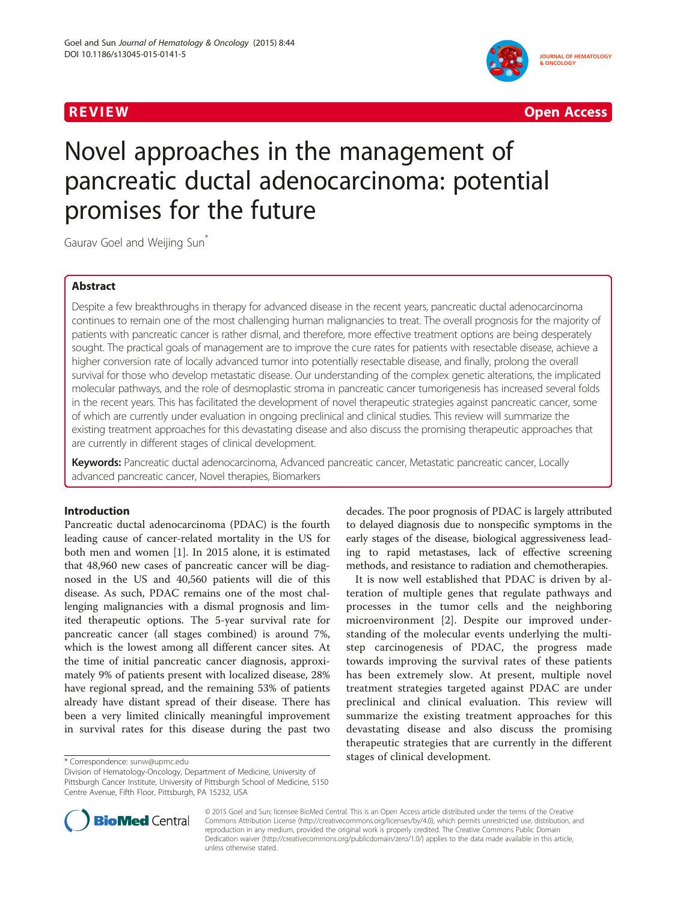REVIEW Open Access

# Novel approaches in the management of pancreatic ductal adenocarcinoma: potential promises for the future

Gaurav Goel and Weijing Sun*

## Abstract

Despite a few breakthroughs in therapy for advanced disease in the recent years, pancreatic ductal adenocarcinoma continues to remain one of the most challenging human malignancies to treat. The overall prognosis for the majority of patients with pancreatic cancer is rather dismal, and therefore, more effective treatment options are being desperately sought. The practical goals of management are to improve the cure rates for patients with resectable disease, achieve a higher conversion rate of locally advanced tumor into potentially resectable disease, and finally, prolong the overall survival for those who develop metastatic disease. Our understanding of the complex genetic alterations, the implicated molecular pathways, and the role of desmoplastic stroma in pancreatic cancer tumorigenesis has increased several folds in the recent years. This has facilitated the development of novel therapeutic strategies against pancreatic cancer, some of which are currently under evaluation in ongoing preclinical and clinical studies. This review will summarize the existing treatment approaches for this devastating disease and also discuss the promising therapeutic approaches that are currently in different stages of clinical development.

**Keywords:** Pancreatic ductal adenocarcinoma, Advanced pancreatic cancer, Metastatic pancreatic cancer, Locally advanced pancreatic cancer, Novel therapies, Biomarkers

## Introduction

Pancreatic ductal adenocarcinoma (PDAC) is the fourth leading cause of cancer-related mortality in the US for both men and women [1]. In 2015 alone, it is estimated that 48,960 new cases of pancreatic cancer will be diagnosed in the US and 40,560 patients will die of this disease. As such, PDAC remains one of the most challenging malignancies with a dismal prognosis and limited therapeutic options. The 5-year survival rate for pancreatic cancer (all stages combined) is around 7%, which is the lowest among all different cancer sites. At the time of initial pancreatic cancer diagnosis, approximately 9% of patients present with localized disease, 28% have regional spread, and the remaining 53% of patients already have distant spread of their disease. There has been a very limited clinically meaningful improvement in survival rates for this disease during the past two decades. The poor prognosis of PDAC is largely attributed to delayed diagnosis due to nonspecific symptoms in the early stages of the disease, biological aggressiveness leading to rapid metastases, lack of effective screening methods, and resistance to radiation and chemotherapies.

It is now well established that PDAC is driven by alteration of multiple genes that regulate pathways and processes in the tumor cells and the neighboring microenvironment [2]. Despite our improved understanding of the molecular events underlying the multistep carcinogenesis of PDAC, the progress made towards improving the survival rates of these patients has been extremely slow. At present, multiple novel treatment strategies targeted against PDAC are under preclinical and clinical evaluation. This review will summarize the existing treatment approaches for this devastating disease and also discuss the promising therapeutic strategies that are currently in the different stages of clinical development.

* Correspondence: sunw@upmc.edu

Division of Hematology-Oncology, Department of Medicine, University of Pittsburgh Cancer Institute, University of Pittsburgh School of Medicine, 5150 Centre Avenue, Fifth Floor, Pittsburgh, PA 15232, USA

© 2015 Goel and Sun; licensee BioMed Central. This is an Open Access article distributed under the terms of the Creative Commons Attribution License (http://creativecommons.org/licenses/by/4.0), which permits unrestricted use, distribution, and reproduction in any medium, provided the original work is properly credited. The Creative Commons Public Domain Dedication waiver (http://creativecommons.org/publicdomain/zero/1.0/) applies to the data made available in this article, unless otherwise stated.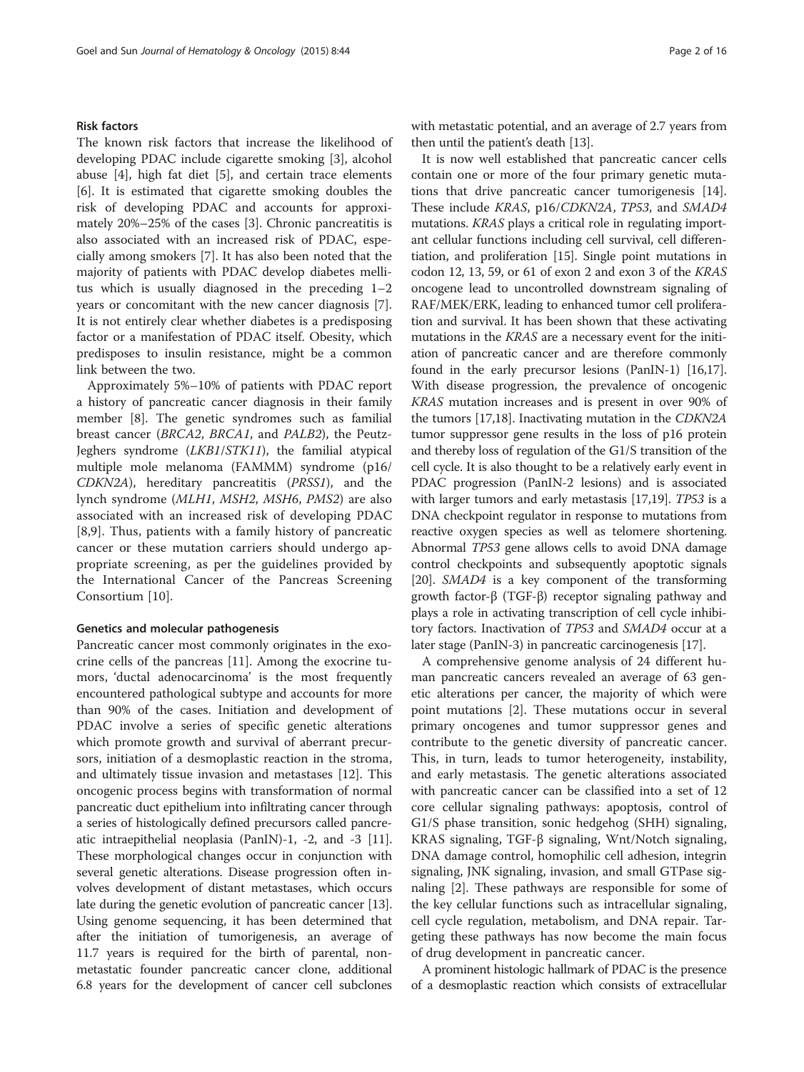### Risk factors

The known risk factors that increase the likelihood of developing PDAC include cigarette smoking [3], alcohol abuse [4], high fat diet [5], and certain trace elements [6]. It is estimated that cigarette smoking doubles the risk of developing PDAC and accounts for approximately 20%–25% of the cases [3]. Chronic pancreatitis is also associated with an increased risk of PDAC, especially among smokers [7]. It has also been noted that the majority of patients with PDAC develop diabetes mellitus which is usually diagnosed in the preceding 1–2 years or concomitant with the new cancer diagnosis [7]. It is not entirely clear whether diabetes is a predisposing factor or a manifestation of PDAC itself. Obesity, which predisposes to insulin resistance, might be a common link between the two.

Approximately 5%–10% of patients with PDAC report a history of pancreatic cancer diagnosis in their family member [8]. The genetic syndromes such as familial breast cancer (*BRCA2*, *BRCA1*, and *PALB2*), the Peutz-Jeghers syndrome (*LKB1*/*STK11*), the familial atypical multiple mole melanoma (FAMMM) syndrome (p16/*CDKN2A*), hereditary pancreatitis (*PRSS1*), and the lynch syndrome (*MLH1*, *MSH2*, *MSH6*, *PMS2*) are also associated with an increased risk of developing PDAC [8,9]. Thus, patients with a family history of pancreatic cancer or these mutation carriers should undergo appropriate screening, as per the guidelines provided by the International Cancer of the Pancreas Screening Consortium [10].

### Genetics and molecular pathogenesis

Pancreatic cancer most commonly originates in the exocrine cells of the pancreas [11]. Among the exocrine tumors, 'ductal adenocarcinoma' is the most frequently encountered pathological subtype and accounts for more than 90% of the cases. Initiation and development of PDAC involve a series of specific genetic alterations which promote growth and survival of aberrant precursors, initiation of a desmoplastic reaction in the stroma, and ultimately tissue invasion and metastases [12]. This oncogenic process begins with transformation of normal pancreatic duct epithelium into infiltrating cancer through a series of histologically defined precursors called pancreatic intraepithelial neoplasia (PanIN)-1, -2, and -3 [11]. These morphological changes occur in conjunction with several genetic alterations. Disease progression often involves development of distant metastases, which occurs late during the genetic evolution of pancreatic cancer [13]. Using genome sequencing, it has been determined that after the initiation of tumorigenesis, an average of 11.7 years is required for the birth of parental, non-metastatic founder pancreatic cancer clone, additional 6.8 years for the development of cancer cell subclones with metastatic potential, and an average of 2.7 years from then until the patient's death [13].

It is now well established that pancreatic cancer cells contain one or more of the four primary genetic mutations that drive pancreatic cancer tumorigenesis [14]. These include *KRAS*, p16/*CDKN2A*, *TP53*, and *SMAD4* mutations. *KRAS* plays a critical role in regulating important cellular functions including cell survival, cell differentiation, and proliferation [15]. Single point mutations in codon 12, 13, 59, or 61 of exon 2 and exon 3 of the *KRAS* oncogene lead to uncontrolled downstream signaling of RAF/MEK/ERK, leading to enhanced tumor cell proliferation and survival. It has been shown that these activating mutations in the *KRAS* are a necessary event for the initiation of pancreatic cancer and are therefore commonly found in the early precursor lesions (PanIN-1) [16,17]. With disease progression, the prevalence of oncogenic *KRAS* mutation increases and is present in over 90% of the tumors [17,18]. Inactivating mutation in the *CDKN2A* tumor suppressor gene results in the loss of p16 protein and thereby loss of regulation of the G1/S transition of the cell cycle. It is also thought to be a relatively early event in PDAC progression (PanIN-2 lesions) and is associated with larger tumors and early metastasis [17,19]. *TP53* is a DNA checkpoint regulator in response to mutations from reactive oxygen species as well as telomere shortening. Abnormal *TP53* gene allows cells to avoid DNA damage control checkpoints and subsequently apoptotic signals [20]. *SMAD4* is a key component of the transforming growth factor-β (TGF-β) receptor signaling pathway and plays a role in activating transcription of cell cycle inhibitory factors. Inactivation of *TP53* and *SMAD4* occur at a later stage (PanIN-3) in pancreatic carcinogenesis [17].

A comprehensive genome analysis of 24 different human pancreatic cancers revealed an average of 63 genetic alterations per cancer, the majority of which were point mutations [2]. These mutations occur in several primary oncogenes and tumor suppressor genes and contribute to the genetic diversity of pancreatic cancer. This, in turn, leads to tumor heterogeneity, instability, and early metastasis. The genetic alterations associated with pancreatic cancer can be classified into a set of 12 core cellular signaling pathways: apoptosis, control of G1/S phase transition, sonic hedgehog (SHH) signaling, KRAS signaling, TGF-β signaling, Wnt/Notch signaling, DNA damage control, homophilic cell adhesion, integrin signaling, JNK signaling, invasion, and small GTPase signaling [2]. These pathways are responsible for some of the key cellular functions such as intracellular signaling, cell cycle regulation, metabolism, and DNA repair. Targeting these pathways has now become the main focus of drug development in pancreatic cancer.

A prominent histologic hallmark of PDAC is the presence of a desmoplastic reaction which consists of extracellular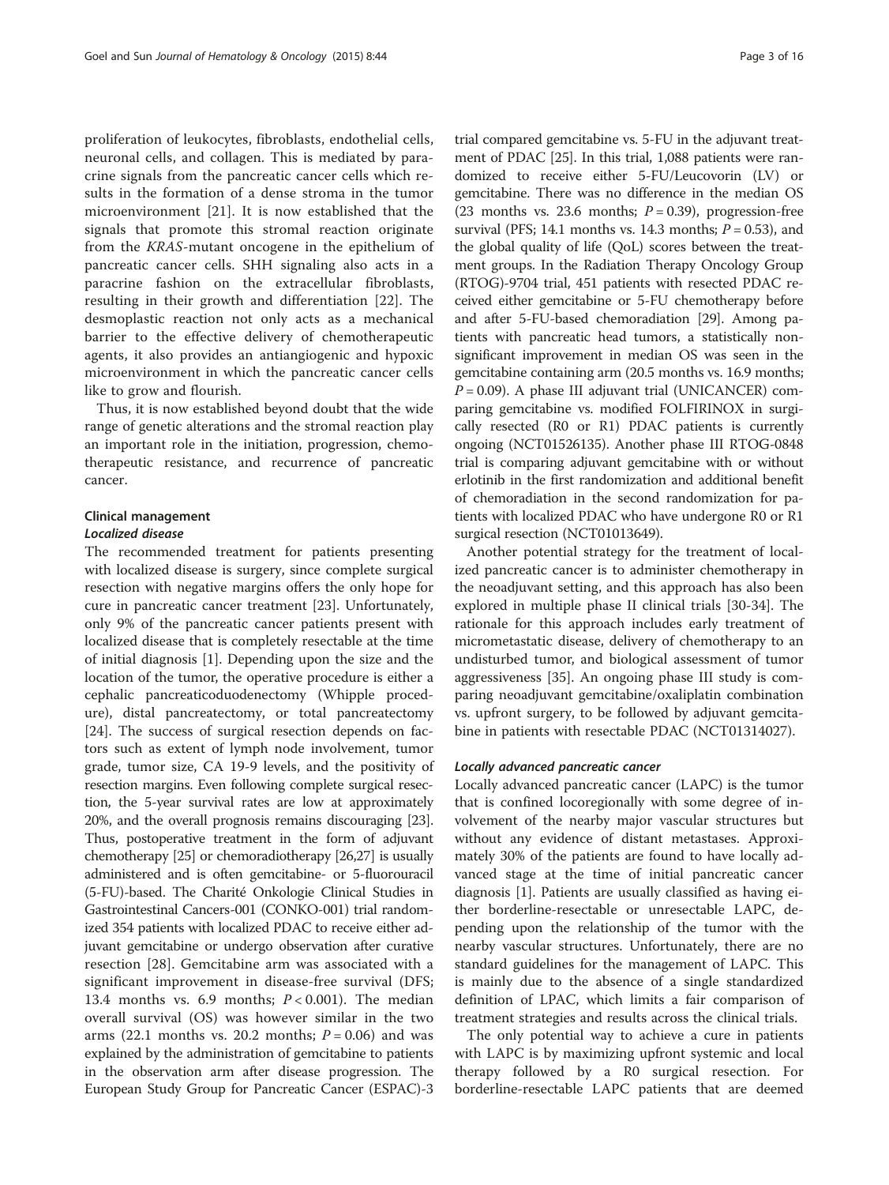proliferation of leukocytes, fibroblasts, endothelial cells, neuronal cells, and collagen. This is mediated by paracrine signals from the pancreatic cancer cells which results in the formation of a dense stroma in the tumor microenvironment [21]. It is now established that the signals that promote this stromal reaction originate from the *KRAS*-mutant oncogene in the epithelium of pancreatic cancer cells. SHH signaling also acts in a paracrine fashion on the extracellular fibroblasts, resulting in their growth and differentiation [22]. The desmoplastic reaction not only acts as a mechanical barrier to the effective delivery of chemotherapeutic agents, it also provides an antiangiogenic and hypoxic microenvironment in which the pancreatic cancer cells like to grow and flourish.

Thus, it is now established beyond doubt that the wide range of genetic alterations and the stromal reaction play an important role in the initiation, progression, chemotherapeutic resistance, and recurrence of pancreatic cancer.

## Clinical management

### *Localized disease*

The recommended treatment for patients presenting with localized disease is surgery, since complete surgical resection with negative margins offers the only hope for cure in pancreatic cancer treatment [23]. Unfortunately, only 9% of the pancreatic cancer patients present with localized disease that is completely resectable at the time of initial diagnosis [1]. Depending upon the size and the location of the tumor, the operative procedure is either a cephalic pancreaticoduodenectomy (Whipple procedure), distal pancreatectomy, or total pancreatectomy [24]. The success of surgical resection depends on factors such as extent of lymph node involvement, tumor grade, tumor size, CA 19-9 levels, and the positivity of resection margins. Even following complete surgical resection, the 5-year survival rates are low at approximately 20%, and the overall prognosis remains discouraging [23]. Thus, postoperative treatment in the form of adjuvant chemotherapy [25] or chemoradiotherapy [26,27] is usually administered and is often gemcitabine- or 5-fluorouracil (5-FU)-based. The Charité Onkologie Clinical Studies in Gastrointestinal Cancers-001 (CONKO-001) trial randomized 354 patients with localized PDAC to receive either adjuvant gemcitabine or undergo observation after curative resection [28]. Gemcitabine arm was associated with a significant improvement in disease-free survival (DFS; 13.4 months vs. 6.9 months; $P < 0.001$). The median overall survival (OS) was however similar in the two arms (22.1 months vs. 20.2 months; $P = 0.06$) and was explained by the administration of gemcitabine to patients in the observation arm after disease progression. The European Study Group for Pancreatic Cancer (ESPAC)-3 trial compared gemcitabine vs. 5-FU in the adjuvant treatment of PDAC [25]. In this trial, 1,088 patients were randomized to receive either 5-FU/Leucovorin (LV) or gemcitabine. There was no difference in the median OS (23 months vs. 23.6 months; $P = 0.39$), progression-free survival (PFS; 14.1 months vs. 14.3 months; $P = 0.53$), and the global quality of life (QoL) scores between the treatment groups. In the Radiation Therapy Oncology Group (RTOG)-9704 trial, 451 patients with resected PDAC received either gemcitabine or 5-FU chemotherapy before and after 5-FU-based chemoradiation [29]. Among patients with pancreatic head tumors, a statistically nonsignificant improvement in median OS was seen in the gemcitabine containing arm (20.5 months vs. 16.9 months; $P = 0.09$). A phase III adjuvant trial (UNICANCER) comparing gemcitabine vs. modified FOLFIRINOX in surgically resected (R0 or R1) PDAC patients is currently ongoing (NCT01526135). Another phase III RTOG-0848 trial is comparing adjuvant gemcitabine with or without erlotinib in the first randomization and additional benefit of chemoradiation in the second randomization for patients with localized PDAC who have undergone R0 or R1 surgical resection (NCT01013649).

Another potential strategy for the treatment of localized pancreatic cancer is to administer chemotherapy in the neoadjuvant setting, and this approach has also been explored in multiple phase II clinical trials [30-34]. The rationale for this approach includes early treatment of micrometastatic disease, delivery of chemotherapy to an undisturbed tumor, and biological assessment of tumor aggressiveness [35]. An ongoing phase III study is comparing neoadjuvant gemcitabine/oxaliplatin combination vs. upfront surgery, to be followed by adjuvant gemcitabine in patients with resectable PDAC (NCT01314027).

### *Locally advanced pancreatic cancer*

Locally advanced pancreatic cancer (LAPC) is the tumor that is confined locoregionally with some degree of involvement of the nearby major vascular structures but without any evidence of distant metastases. Approximately 30% of the patients are found to have locally advanced stage at the time of initial pancreatic cancer diagnosis [1]. Patients are usually classified as having either borderline-resectable or unresectable LAPC, depending upon the relationship of the tumor with the nearby vascular structures. Unfortunately, there are no standard guidelines for the management of LAPC. This is mainly due to the absence of a single standardized definition of LPAC, which limits a fair comparison of treatment strategies and results across the clinical trials.

The only potential way to achieve a cure in patients with LAPC is by maximizing upfront systemic and local therapy followed by a R0 surgical resection. For borderline-resectable LAPC patients that are deemed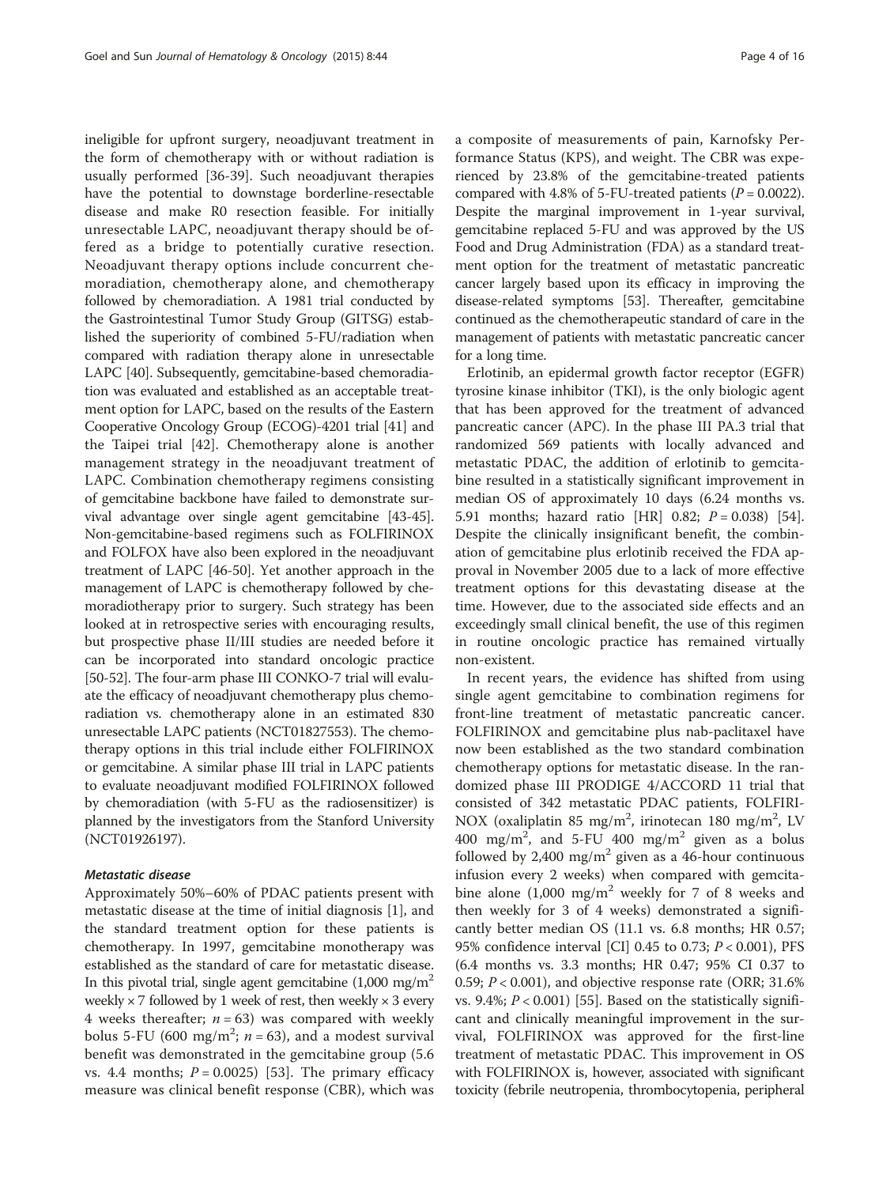ineligible for upfront surgery, neoadjuvant treatment in the form of chemotherapy with or without radiation is usually performed [36-39]. Such neoadjuvant therapies have the potential to downstage borderline-resectable disease and make R0 resection feasible. For initially unresectable LAPC, neoadjuvant therapy should be offered as a bridge to potentially curative resection. Neoadjuvant therapy options include concurrent chemoradiation, chemotherapy alone, and chemotherapy followed by chemoradiation. A 1981 trial conducted by the Gastrointestinal Tumor Study Group (GITSG) established the superiority of combined 5-FU/radiation when compared with radiation therapy alone in unresectable LAPC [40]. Subsequently, gemcitabine-based chemoradiation was evaluated and established as an acceptable treatment option for LAPC, based on the results of the Eastern Cooperative Oncology Group (ECOG)-4201 trial [41] and the Taipei trial [42]. Chemotherapy alone is another management strategy in the neoadjuvant treatment of LAPC. Combination chemotherapy regimens consisting of gemcitabine backbone have failed to demonstrate survival advantage over single agent gemcitabine [43-45]. Non-gemcitabine-based regimens such as FOLFIRINOX and FOLFOX have also been explored in the neoadjuvant treatment of LAPC [46-50]. Yet another approach in the management of LAPC is chemotherapy followed by chemoradiotherapy prior to surgery. Such strategy has been looked at in retrospective series with encouraging results, but prospective phase II/III studies are needed before it can be incorporated into standard oncologic practice [50-52]. The four-arm phase III CONKO-7 trial will evaluate the efficacy of neoadjuvant chemotherapy plus chemoradiation vs. chemotherapy alone in an estimated 830 unresectable LAPC patients (NCT01827553). The chemotherapy options in this trial include either FOLFIRINOX or gemcitabine. A similar phase III trial in LAPC patients to evaluate neoadjuvant modified FOLFIRINOX followed by chemoradiation (with 5-FU as the radiosensitizer) is planned by the investigators from the Stanford University (NCT01926197).

#### *Metastatic disease*

Approximately 50%–60% of PDAC patients present with metastatic disease at the time of initial diagnosis [1], and the standard treatment option for these patients is chemotherapy. In 1997, gemcitabine monotherapy was established as the standard of care for metastatic disease. In this pivotal trial, single agent gemcitabine (1,000 mg/m$^2$ weekly × 7 followed by 1 week of rest, then weekly × 3 every 4 weeks thereafter; $n = 63$) was compared with weekly bolus 5-FU (600 mg/m$^2$; $n = 63$), and a modest survival benefit was demonstrated in the gemcitabine group (5.6 vs. 4.4 months; $P = 0.0025$) [53]. The primary efficacy measure was clinical benefit response (CBR), which was a composite of measurements of pain, Karnofsky Performance Status (KPS), and weight. The CBR was experienced by 23.8% of the gemcitabine-treated patients compared with 4.8% of 5-FU-treated patients ($P = 0.0022$). Despite the marginal improvement in 1-year survival, gemcitabine replaced 5-FU and was approved by the US Food and Drug Administration (FDA) as a standard treatment option for the treatment of metastatic pancreatic cancer largely based upon its efficacy in improving the disease-related symptoms [53]. Thereafter, gemcitabine continued as the chemotherapeutic standard of care in the management of patients with metastatic pancreatic cancer for a long time.

Erlotinib, an epidermal growth factor receptor (EGFR) tyrosine kinase inhibitor (TKI), is the only biologic agent that has been approved for the treatment of advanced pancreatic cancer (APC). In the phase III PA.3 trial that randomized 569 patients with locally advanced and metastatic PDAC, the addition of erlotinib to gemcitabine resulted in a statistically significant improvement in median OS of approximately 10 days (6.24 months vs. 5.91 months; hazard ratio [HR] 0.82; $P = 0.038$) [54]. Despite the clinically insignificant benefit, the combination of gemcitabine plus erlotinib received the FDA approval in November 2005 due to a lack of more effective treatment options for this devastating disease at the time. However, due to the associated side effects and an exceedingly small clinical benefit, the use of this regimen in routine oncologic practice has remained virtually non-existent.

In recent years, the evidence has shifted from using single agent gemcitabine to combination regimens for front-line treatment of metastatic pancreatic cancer. FOLFIRINOX and gemcitabine plus nab-paclitaxel have now been established as the two standard combination chemotherapy options for metastatic disease. In the randomized phase III PRODIGE 4/ACCORD 11 trial that consisted of 342 metastatic PDAC patients, FOLFIRINOX (oxaliplatin 85 mg/m$^2$, irinotecan 180 mg/m$^2$, LV 400 mg/m$^2$, and 5-FU 400 mg/m$^2$ given as a bolus followed by 2,400 mg/m$^2$ given as a 46-hour continuous infusion every 2 weeks) when compared with gemcitabine alone (1,000 mg/m$^2$ weekly for 7 of 8 weeks and then weekly for 3 of 4 weeks) demonstrated a significantly better median OS (11.1 vs. 6.8 months; HR 0.57; 95% confidence interval [CI] 0.45 to 0.73; $P < 0.001$), PFS (6.4 months vs. 3.3 months; HR 0.47; 95% CI 0.37 to 0.59; $P < 0.001$), and objective response rate (ORR; 31.6% vs. 9.4%; $P < 0.001$) [55]. Based on the statistically significant and clinically meaningful improvement in the survival, FOLFIRINOX was approved for the first-line treatment of metastatic PDAC. This improvement in OS with FOLFIRINOX is, however, associated with significant toxicity (febrile neutropenia, thrombocytopenia, peripheral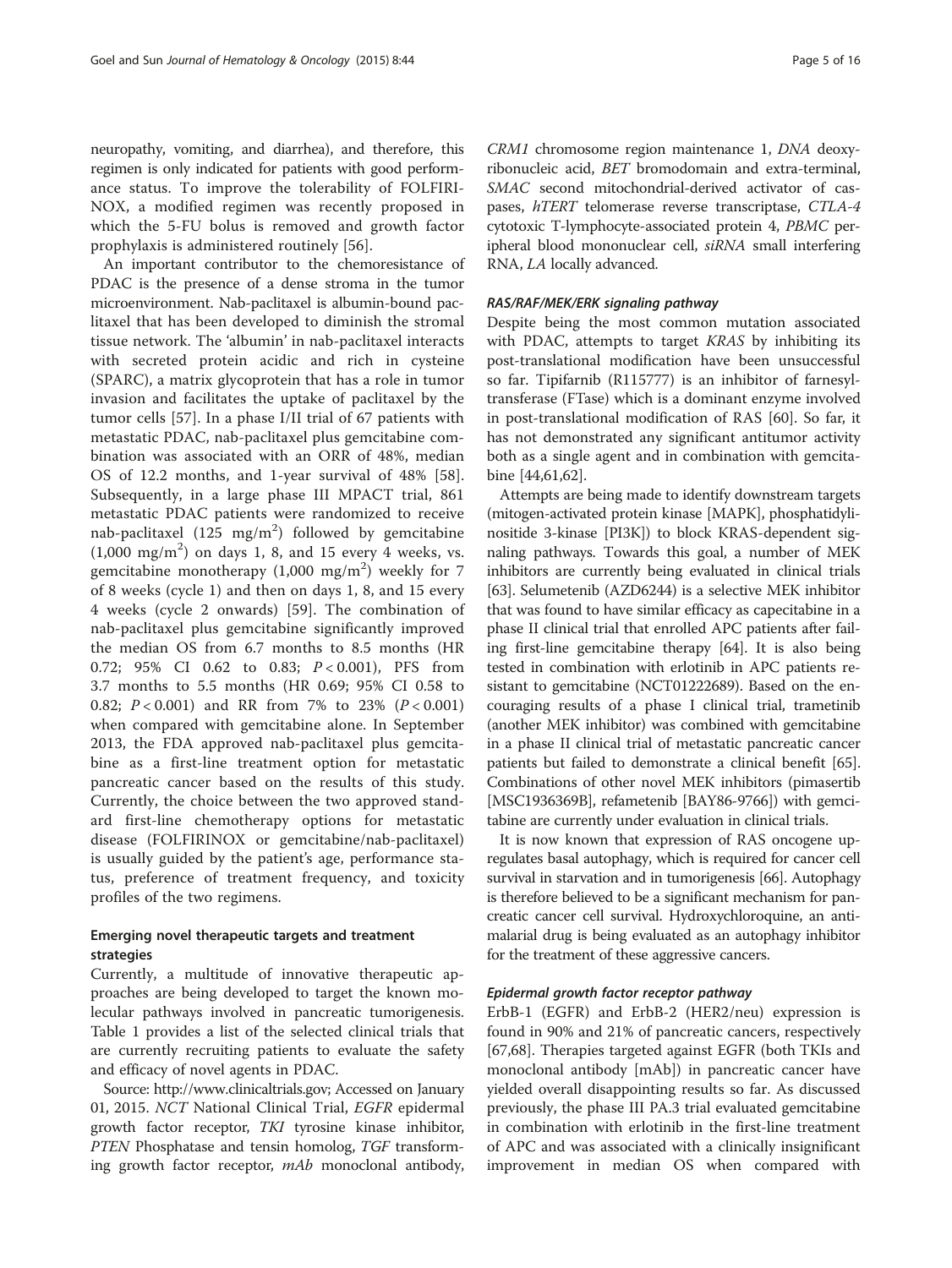neuropathy, vomiting, and diarrhea), and therefore, this regimen is only indicated for patients with good performance status. To improve the tolerability of FOLFIRINOX, a modified regimen was recently proposed in which the 5-FU bolus is removed and growth factor prophylaxis is administered routinely [56].

An important contributor to the chemoresistance of PDAC is the presence of a dense stroma in the tumor microenvironment. Nab-paclitaxel is albumin-bound paclitaxel that has been developed to diminish the stromal tissue network. The 'albumin' in nab-paclitaxel interacts with secreted protein acidic and rich in cysteine (SPARC), a matrix glycoprotein that has a role in tumor invasion and facilitates the uptake of paclitaxel by the tumor cells [57]. In a phase I/II trial of 67 patients with metastatic PDAC, nab-paclitaxel plus gemcitabine combination was associated with an ORR of 48%, median OS of 12.2 months, and 1-year survival of 48% [58]. Subsequently, in a large phase III MPACT trial, 861 metastatic PDAC patients were randomized to receive nab-paclitaxel (125 $mg/m^2$) followed by gemcitabine (1,000 $mg/m^2$) on days 1, 8, and 15 every 4 weeks, vs. gemcitabine monotherapy (1,000 $mg/m^2$) weekly for 7 of 8 weeks (cycle 1) and then on days 1, 8, and 15 every 4 weeks (cycle 2 onwards) [59]. The combination of nab-paclitaxel plus gemcitabine significantly improved the median OS from 6.7 months to 8.5 months (HR 0.72; 95% CI 0.62 to 0.83; $P < 0.001$), PFS from 3.7 months to 5.5 months (HR 0.69; 95% CI 0.58 to 0.82; $P < 0.001$) and RR from 7% to 23% ($P < 0.001$) when compared with gemcitabine alone. In September 2013, the FDA approved nab-paclitaxel plus gemcitabine as a first-line treatment option for metastatic pancreatic cancer based on the results of this study. Currently, the choice between the two approved standard first-line chemotherapy options for metastatic disease (FOLFIRINOX or gemcitabine/nab-paclitaxel) is usually guided by the patient's age, performance status, preference of treatment frequency, and toxicity profiles of the two regimens.

## Emerging novel therapeutic targets and treatment strategies

Currently, a multitude of innovative therapeutic approaches are being developed to target the known molecular pathways involved in pancreatic tumorigenesis. Table 1 provides a list of the selected clinical trials that are currently recruiting patients to evaluate the safety and efficacy of novel agents in PDAC.

Source: http://www.clinicaltrials.gov; Accessed on January 01, 2015. *NCT* National Clinical Trial, *EGFR* epidermal growth factor receptor, *TKI* tyrosine kinase inhibitor, *PTEN* Phosphatase and tensin homolog, *TGF* transforming growth factor receptor, *mAb* monoclonal antibody, *CRM1* chromosome region maintenance 1, *DNA* deoxyribonucleic acid, *BET* bromodomain and extra-terminal, *SMAC* second mitochondrial-derived activator of caspases, *hTERT* telomerase reverse transcriptase, *CTLA-4* cytotoxic T-lymphocyte-associated protein 4, *PBMC* peripheral blood mononuclear cell, *siRNA* small interfering RNA, *LA* locally advanced.

### *RAS/RAF/MEK/ERK signaling pathway*

Despite being the most common mutation associated with PDAC, attempts to target *KRAS* by inhibiting its post-translational modification have been unsuccessful so far. Tipifarnib (R115777) is an inhibitor of farnesyltransferase (FTase) which is a dominant enzyme involved in post-translational modification of RAS [60]. So far, it has not demonstrated any significant antitumor activity both as a single agent and in combination with gemcitabine [44,61,62].

Attempts are being made to identify downstream targets (mitogen-activated protein kinase [MAPK], phosphatidylinositide 3-kinase [PI3K]) to block KRAS-dependent signaling pathways. Towards this goal, a number of MEK inhibitors are currently being evaluated in clinical trials [63]. Selumetenib (AZD6244) is a selective MEK inhibitor that was found to have similar efficacy as capecitabine in a phase II clinical trial that enrolled APC patients after failing first-line gemcitabine therapy [64]. It is also being tested in combination with erlotinib in APC patients resistant to gemcitabine (NCT01222689). Based on the encouraging results of a phase I clinical trial, trametinib (another MEK inhibitor) was combined with gemcitabine in a phase II clinical trial of metastatic pancreatic cancer patients but failed to demonstrate a clinical benefit [65]. Combinations of other novel MEK inhibitors (pimasertib [MSC1936369B], refametenib [BAY86-9766]) with gemcitabine are currently under evaluation in clinical trials.

It is now known that expression of RAS oncogene upregulates basal autophagy, which is required for cancer cell survival in starvation and in tumorigenesis [66]. Autophagy is therefore believed to be a significant mechanism for pancreatic cancer cell survival. Hydroxychloroquine, an antimalarial drug is being evaluated as an autophagy inhibitor for the treatment of these aggressive cancers.

### *Epidermal growth factor receptor pathway*

ErbB-1 (EGFR) and ErbB-2 (HER2/neu) expression is found in 90% and 21% of pancreatic cancers, respectively [67,68]. Therapies targeted against EGFR (both TKIs and monoclonal antibody [mAb]) in pancreatic cancer have yielded overall disappointing results so far. As discussed previously, the phase III PA.3 trial evaluated gemcitabine in combination with erlotinib in the first-line treatment of APC and was associated with a clinically insignificant improvement in median OS when compared with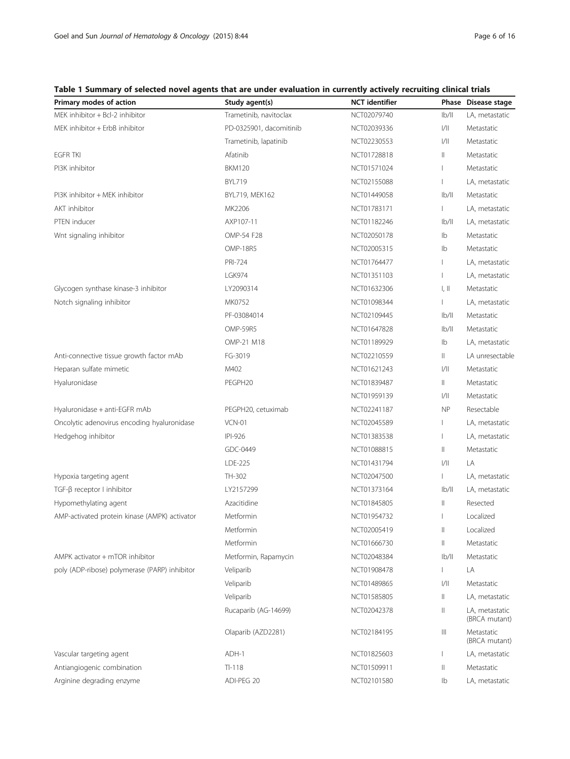**Table 1 Summary of selected novel agents that are under evaluation in currently actively recruiting clinical trials**

| Primary modes of action | Study agent(s) | NCT identifier | Phase | Disease stage |
|---|---|---|---|---|
| MEK inhibitor + Bcl-2 inhibitor | Trametinib, navitoclax | NCT02079740 | Ib/II | LA, metastatic |
| MEK inhibitor + ErbB inhibitor | PD-0325901, dacomitinib | NCT02039336 | I/II | Metastatic |
| | Trametinib, lapatinib | NCT02230553 | I/II | Metastatic |
| EGFR TKI | Afatinib | NCT01728818 | II | Metastatic |
| PI3K inhibitor | BKM120 | NCT01571024 | I | Metastatic |
| | BYL719 | NCT02155088 | I | LA, metastatic |
| PI3K inhibitor + MEK inhibitor | BYL719, MEK162 | NCT01449058 | Ib/II | Metastatic |
| AKT inhibitor | MK2206 | NCT01783171 | I | LA, metastatic |
| PTEN inducer | AXP107-11 | NCT01182246 | Ib/II | LA, metastatic |
| Wnt signaling inhibitor | OMP-54 F28 | NCT02050178 | Ib | Metastatic |
| | OMP-18R5 | NCT02005315 | Ib | Metastatic |
| | PRI-724 | NCT01764477 | I | LA, metastatic |
| | LGK974 | NCT01351103 | I | LA, metastatic |
| Glycogen synthase kinase-3 inhibitor | LY2090314 | NCT01632306 | I, II | Metastatic |
| Notch signaling inhibitor | MK0752 | NCT01098344 | I | LA, metastatic |
| | PF-03084014 | NCT02109445 | Ib/II | Metastatic |
| | OMP-59R5 | NCT01647828 | Ib/II | Metastatic |
| | OMP-21 M18 | NCT01189929 | Ib | LA, metastatic |
| Anti-connective tissue growth factor mAb | FG-3019 | NCT02210559 | II | LA unresectable |
| Heparan sulfate mimetic | M402 | NCT01621243 | I/II | Metastatic |
| Hyaluronidase | PEGPH20 | NCT01839487 | II | Metastatic |
| | | NCT01959139 | I/II | Metastatic |
| Hyaluronidase + anti-EGFR mAb | PEGPH20, cetuximab | NCT02241187 | NP | Resectable |
| Oncolytic adenovirus encoding hyaluronidase | VCN-01 | NCT02045589 | I | LA, metastatic |
| Hedgehog inhibitor | IPI-926 | NCT01383538 | I | LA, metastatic |
| | GDC-0449 | NCT01088815 | II | Metastatic |
| | LDE-225 | NCT01431794 | I/II | LA |
| Hypoxia targeting agent | TH-302 | NCT02047500 | I | LA, metastatic |
| TGF-β receptor I inhibitor | LY2157299 | NCT01373164 | Ib/II | LA, metastatic |
| Hypomethylating agent | Azacitidine | NCT01845805 | II | Resected |
| AMP-activated protein kinase (AMPK) activator | Metformin | NCT01954732 | I | Localized |
| | Metformin | NCT02005419 | II | Localized |
| | Metformin | NCT01666730 | II | Metastatic |
| AMPK activator + mTOR inhibitor | Metformin, Rapamycin | NCT02048384 | Ib/II | Metastatic |
| poly (ADP-ribose) polymerase (PARP) inhibitor | Veliparib | NCT01908478 | I | LA |
| | Veliparib | NCT01489865 | I/II | Metastatic |
| | Veliparib | NCT01585805 | II | LA, metastatic |
| | Rucaparib (AG-14699) | NCT02042378 | II | LA, metastatic (BRCA mutant) |
| | Olaparib (AZD2281) | NCT02184195 | III | Metastatic (BRCA mutant) |
| Vascular targeting agent | ADH-1 | NCT01825603 | I | LA, metastatic |
| Antiangiogenic combination | TI-118 | NCT01509911 | II | Metastatic |
| Arginine degrading enzyme | ADI-PEG 20 | NCT02101580 | Ib | LA, metastatic |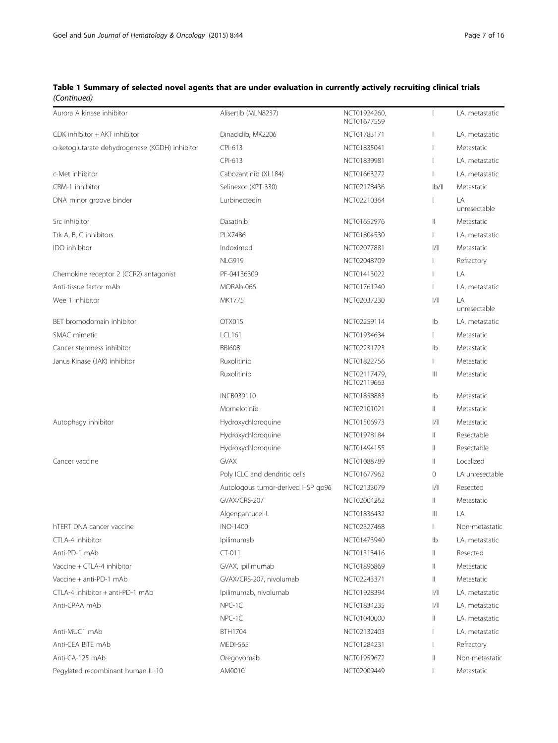**Table 1 Summary of selected novel agents that are under evaluation in currently actively recruiting clinical trials** *(Continued)*

| | | | | |
|---|---|---|---|---|
| Aurora A kinase inhibitor | Alisertib (MLN8237) | NCT01924260, NCT01677559 | I | LA, metastatic |
| CDK inhibitor + AKT inhibitor | Dinaciclib, MK2206 | NCT01783171 | I | LA, metastatic |
| α-ketoglutarate dehydrogenase (KGDH) inhibitor | CPI-613 | NCT01835041 | I | Metastatic |
| | CPI-613 | NCT01839981 | I | LA, metastatic |
| c-Met inhibitor | Cabozantinib (XL184) | NCT01663272 | I | LA, metastatic |
| CRM-1 inhibitor | Selinexor (KPT-330) | NCT02178436 | Ib/II | Metastatic |
| DNA minor groove binder | Lurbinectedin | NCT02210364 | I | LA unresectable |
| Src inhibitor | Dasatinib | NCT01652976 | II | Metastatic |
| Trk A, B, C inhibitors | PLX7486 | NCT01804530 | I | LA, metastatic |
| IDO inhibitor | Indoximod | NCT02077881 | I/II | Metastatic |
| | NLG919 | NCT02048709 | I | Refractory |
| Chemokine receptor 2 (CCR2) antagonist | PF-04136309 | NCT01413022 | I | LA |
| Anti-tissue factor mAb | MORAb-066 | NCT01761240 | I | LA, metastatic |
| Wee 1 inhibitor | MK1775 | NCT02037230 | I/II | LA unresectable |
| BET bromodomain inhibitor | OTX015 | NCT02259114 | Ib | LA, metastatic |
| SMAC mimetic | LCL161 | NCT01934634 | I | Metastatic |
| Cancer stemness inhibitor | BBI608 | NCT02231723 | Ib | Metastatic |
| Janus Kinase (JAK) inhibitor | Ruxolitinib | NCT01822756 | I | Metastatic |
| | Ruxolitinib | NCT02117479, NCT02119663 | III | Metastatic |
| | INCB039110 | NCT01858883 | Ib | Metastatic |
| | Momelotinib | NCT02101021 | II | Metastatic |
| Autophagy inhibitor | Hydroxychloroquine | NCT01506973 | I/II | Metastatic |
| | Hydroxychloroquine | NCT01978184 | II | Resectable |
| | Hydroxychloroquine | NCT01494155 | II | Resectable |
| Cancer vaccine | GVAX | NCT01088789 | II | Localized |
| | Poly ICLC and dendritic cells | NCT01677962 | 0 | LA unresectable |
| | Autologous tumor-derived HSP gp96 | NCT02133079 | I/II | Resected |
| | GVAX/CRS-207 | NCT02004262 | II | Metastatic |
| | Algenpantucel-L | NCT01836432 | III | LA |
| hTERT DNA cancer vaccine | INO-1400 | NCT02327468 | I | Non-metastatic |
| CTLA-4 inhibitor | Ipilimumab | NCT01473940 | Ib | LA, metastatic |
| Anti-PD-1 mAb | CT-011 | NCT01313416 | II | Resected |
| Vaccine + CTLA-4 inhibitor | GVAX, ipilimumab | NCT01896869 | II | Metastatic |
| Vaccine + anti-PD-1 mAb | GVAX/CRS-207, nivolumab | NCT02243371 | II | Metastatic |
| CTLA-4 inhibitor + anti-PD-1 mAb | Ipilimumab, nivolumab | NCT01928394 | I/II | LA, metastatic |
| Anti-CPAA mAb | NPC-1C | NCT01834235 | I/II | LA, metastatic |
| | NPC-1C | NCT01040000 | II | LA, metastatic |
| Anti-MUC1 mAb | BTH1704 | NCT02132403 | I | LA, metastatic |
| Anti-CEA BiTE mAb | MEDI-565 | NCT01284231 | I | Refractory |
| Anti-CA-125 mAb | Oregovomab | NCT01959672 | II | Non-metastatic |
| Pegylated recombinant human IL-10 | AM0010 | NCT02009449 | I | Metastatic |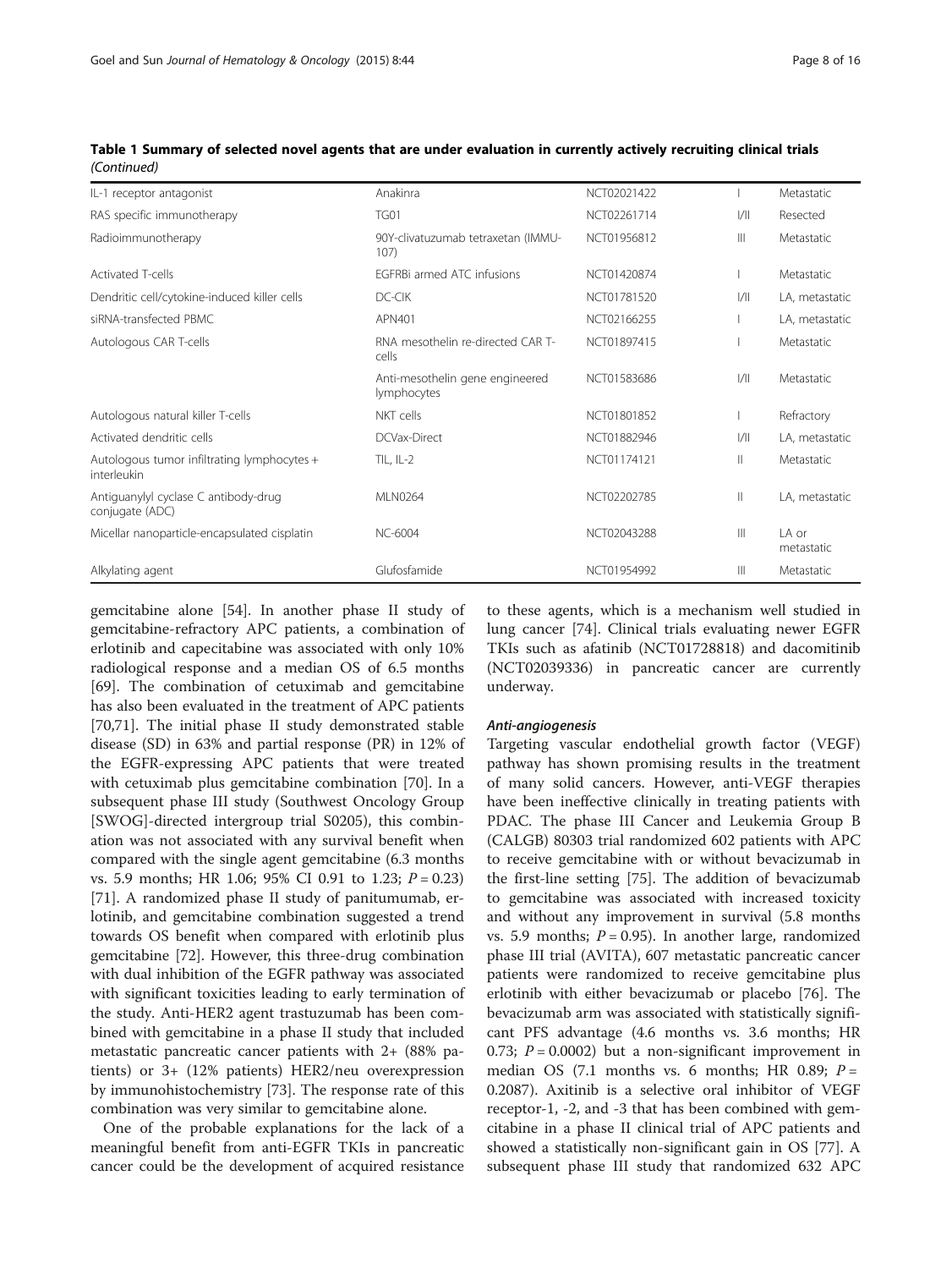**Table 1 Summary of selected novel agents that are under evaluation in currently actively recruiting clinical trials *(Continued)***

| | | | | |
|---|---|---|---|---|
| IL-1 receptor antagonist | Anakinra | NCT02021422 | I | Metastatic |
| RAS specific immunotherapy | TG01 | NCT02261714 | I/II | Resected |
| Radioimmunotherapy | 90Y-clivatuzumab tetraxetan (IMMU-107) | NCT01956812 | III | Metastatic |
| Activated T-cells | EGFRBi armed ATC infusions | NCT01420874 | I | Metastatic |
| Dendritic cell/cytokine-induced killer cells | DC-CIK | NCT01781520 | I/II | LA, metastatic |
| siRNA-transfected PBMC | APN401 | NCT02166255 | I | LA, metastatic |
| Autologous CAR T-cells | RNA mesothelin re-directed CAR T-cells | NCT01897415 | I | Metastatic |
| | Anti-mesothelin gene engineered lymphocytes | NCT01583686 | I/II | Metastatic |
| Autologous natural killer T-cells | NKT cells | NCT01801852 | I | Refractory |
| Activated dendritic cells | DCVax-Direct | NCT01882946 | I/II | LA, metastatic |
| Autologous tumor infiltrating lymphocytes + interleukin | TIL, IL-2 | NCT01174121 | II | Metastatic |
| Antiguanylyl cyclase C antibody-drug conjugate (ADC) | MLN0264 | NCT02202785 | II | LA, metastatic |
| Micellar nanoparticle-encapsulated cisplatin | NC-6004 | NCT02043288 | III | LA or metastatic |
| Alkylating agent | Glufosfamide | NCT01954992 | III | Metastatic |

gemcitabine alone [54]. In another phase II study of gemcitabine-refractory APC patients, a combination of erlotinib and capecitabine was associated with only 10% radiological response and a median OS of 6.5 months [69]. The combination of cetuximab and gemcitabine has also been evaluated in the treatment of APC patients [70,71]. The initial phase II study demonstrated stable disease (SD) in 63% and partial response (PR) in 12% of the EGFR-expressing APC patients that were treated with cetuximab plus gemcitabine combination [70]. In a subsequent phase III study (Southwest Oncology Group [SWOG]-directed intergroup trial S0205), this combination was not associated with any survival benefit when compared with the single agent gemcitabine (6.3 months vs. 5.9 months; HR 1.06; 95% CI 0.91 to 1.23; $P = 0.23$) [71]. A randomized phase II study of panitumumab, erlotinib, and gemcitabine combination suggested a trend towards OS benefit when compared with erlotinib plus gemcitabine [72]. However, this three-drug combination with dual inhibition of the EGFR pathway was associated with significant toxicities leading to early termination of the study. Anti-HER2 agent trastuzumab has been combined with gemcitabine in a phase II study that included metastatic pancreatic cancer patients with 2+ (88% patients) or 3+ (12% patients) HER2/neu overexpression by immunohistochemistry [73]. The response rate of this combination was very similar to gemcitabine alone.

One of the probable explanations for the lack of a meaningful benefit from anti-EGFR TKIs in pancreatic cancer could be the development of acquired resistance to these agents, which is a mechanism well studied in lung cancer [74]. Clinical trials evaluating newer EGFR TKIs such as afatinib (NCT01728818) and dacomitinib (NCT02039336) in pancreatic cancer are currently underway.

#### *Anti-angiogenesis*

Targeting vascular endothelial growth factor (VEGF) pathway has shown promising results in the treatment of many solid cancers. However, anti-VEGF therapies have been ineffective clinically in treating patients with PDAC. The phase III Cancer and Leukemia Group B (CALGB) 80303 trial randomized 602 patients with APC to receive gemcitabine with or without bevacizumab in the first-line setting [75]. The addition of bevacizumab to gemcitabine was associated with increased toxicity and without any improvement in survival (5.8 months vs. 5.9 months; $P = 0.95$). In another large, randomized phase III trial (AVITA), 607 metastatic pancreatic cancer patients were randomized to receive gemcitabine plus erlotinib with either bevacizumab or placebo [76]. The bevacizumab arm was associated with statistically significant PFS advantage (4.6 months vs. 3.6 months; HR 0.73; $P = 0.0002$) but a non-significant improvement in median OS (7.1 months vs. 6 months; HR 0.89; $P = 0.2087$). Axitinib is a selective oral inhibitor of VEGF receptor-1, -2, and -3 that has been combined with gemcitabine in a phase II clinical trial of APC patients and showed a statistically non-significant gain in OS [77]. A subsequent phase III study that randomized 632 APC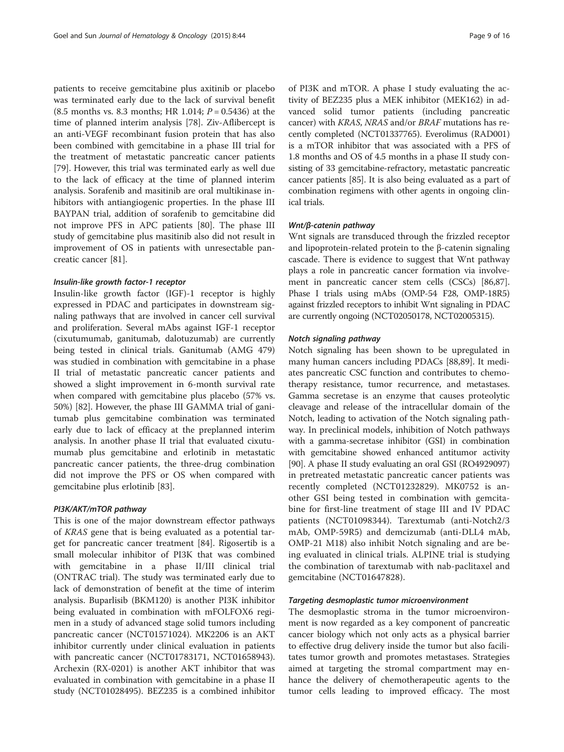patients to receive gemcitabine plus axitinib or placebo was terminated early due to the lack of survival benefit (8.5 months vs. 8.3 months; HR 1.014; $P = 0.5436$) at the time of planned interim analysis [78]. Ziv-Aflibercept is an anti-VEGF recombinant fusion protein that has also been combined with gemcitabine in a phase III trial for the treatment of metastatic pancreatic cancer patients [79]. However, this trial was terminated early as well due to the lack of efficacy at the time of planned interim analysis. Sorafenib and masitinib are oral multikinase inhibitors with antiangiogenic properties. In the phase III BAYPAN trial, addition of sorafenib to gemcitabine did not improve PFS in APC patients [80]. The phase III study of gemcitabine plus masitinib also did not result in improvement of OS in patients with unresectable pancreatic cancer [81].

#### *Insulin-like growth factor-1 receptor*

Insulin-like growth factor (IGF)-1 receptor is highly expressed in PDAC and participates in downstream signaling pathways that are involved in cancer cell survival and proliferation. Several mAbs against IGF-1 receptor (cixutumumab, ganitumab, dalotuzumab) are currently being tested in clinical trials. Ganitumab (AMG 479) was studied in combination with gemcitabine in a phase II trial of metastatic pancreatic cancer patients and showed a slight improvement in 6-month survival rate when compared with gemcitabine plus placebo (57% vs. 50%) [82]. However, the phase III GAMMA trial of ganitumab plus gemcitabine combination was terminated early due to lack of efficacy at the preplanned interim analysis. In another phase II trial that evaluated cixutumumab plus gemcitabine and erlotinib in metastatic pancreatic cancer patients, the three-drug combination did not improve the PFS or OS when compared with gemcitabine plus erlotinib [83].

#### *PI3K/AKT/mTOR pathway*

This is one of the major downstream effector pathways of *KRAS* gene that is being evaluated as a potential target for pancreatic cancer treatment [84]. Rigosertib is a small molecular inhibitor of PI3K that was combined with gemcitabine in a phase II/III clinical trial (ONTRAC trial). The study was terminated early due to lack of demonstration of benefit at the time of interim analysis. Buparlisib (BKM120) is another PI3K inhibitor being evaluated in combination with mFOLFOX6 regimen in a study of advanced stage solid tumors including pancreatic cancer (NCT01571024). MK2206 is an AKT inhibitor currently under clinical evaluation in patients with pancreatic cancer (NCT01783171, NCT01658943). Archexin (RX-0201) is another AKT inhibitor that was evaluated in combination with gemcitabine in a phase II study (NCT01028495). BEZ235 is a combined inhibitor of PI3K and mTOR. A phase I study evaluating the activity of BEZ235 plus a MEK inhibitor (MEK162) in advanced solid tumor patients (including pancreatic cancer) with *KRAS*, *NRAS* and/or *BRAF* mutations has recently completed (NCT01337765). Everolimus (RAD001) is a mTOR inhibitor that was associated with a PFS of 1.8 months and OS of 4.5 months in a phase II study consisting of 33 gemcitabine-refractory, metastatic pancreatic cancer patients [85]. It is also being evaluated as a part of combination regimens with other agents in ongoing clinical trials.

#### *Wnt/β-catenin pathway*

Wnt signals are transduced through the frizzled receptor and lipoprotein-related protein to the β-catenin signaling cascade. There is evidence to suggest that Wnt pathway plays a role in pancreatic cancer formation via involvement in pancreatic cancer stem cells (CSCs) [86,87]. Phase I trials using mAbs (OMP-54 F28, OMP-18R5) against frizzled receptors to inhibit Wnt signaling in PDAC are currently ongoing (NCT02050178, NCT02005315).

#### *Notch signaling pathway*

Notch signaling has been shown to be upregulated in many human cancers including PDACs [88,89]. It mediates pancreatic CSC function and contributes to chemotherapy resistance, tumor recurrence, and metastases. Gamma secretase is an enzyme that causes proteolytic cleavage and release of the intracellular domain of the Notch, leading to activation of the Notch signaling pathway. In preclinical models, inhibition of Notch pathways with a gamma-secretase inhibitor (GSI) in combination with gemcitabine showed enhanced antitumor activity [90]. A phase II study evaluating an oral GSI (RO4929097) in pretreated metastatic pancreatic cancer patients was recently completed (NCT01232829). MK0752 is another GSI being tested in combination with gemcitabine for first-line treatment of stage III and IV PDAC patients (NCT01098344). Tarextumab (anti-Notch2/3 mAb, OMP-59R5) and demcizumab (anti-DLL4 mAb, OMP-21 M18) also inhibit Notch signaling and are being evaluated in clinical trials. ALPINE trial is studying the combination of tarextumab with nab-paclitaxel and gemcitabine (NCT01647828).

#### *Targeting desmoplastic tumor microenvironment*

The desmoplastic stroma in the tumor microenvironment is now regarded as a key component of pancreatic cancer biology which not only acts as a physical barrier to effective drug delivery inside the tumor but also facilitates tumor growth and promotes metastases. Strategies aimed at targeting the stromal compartment may enhance the delivery of chemotherapeutic agents to the tumor cells leading to improved efficacy. The most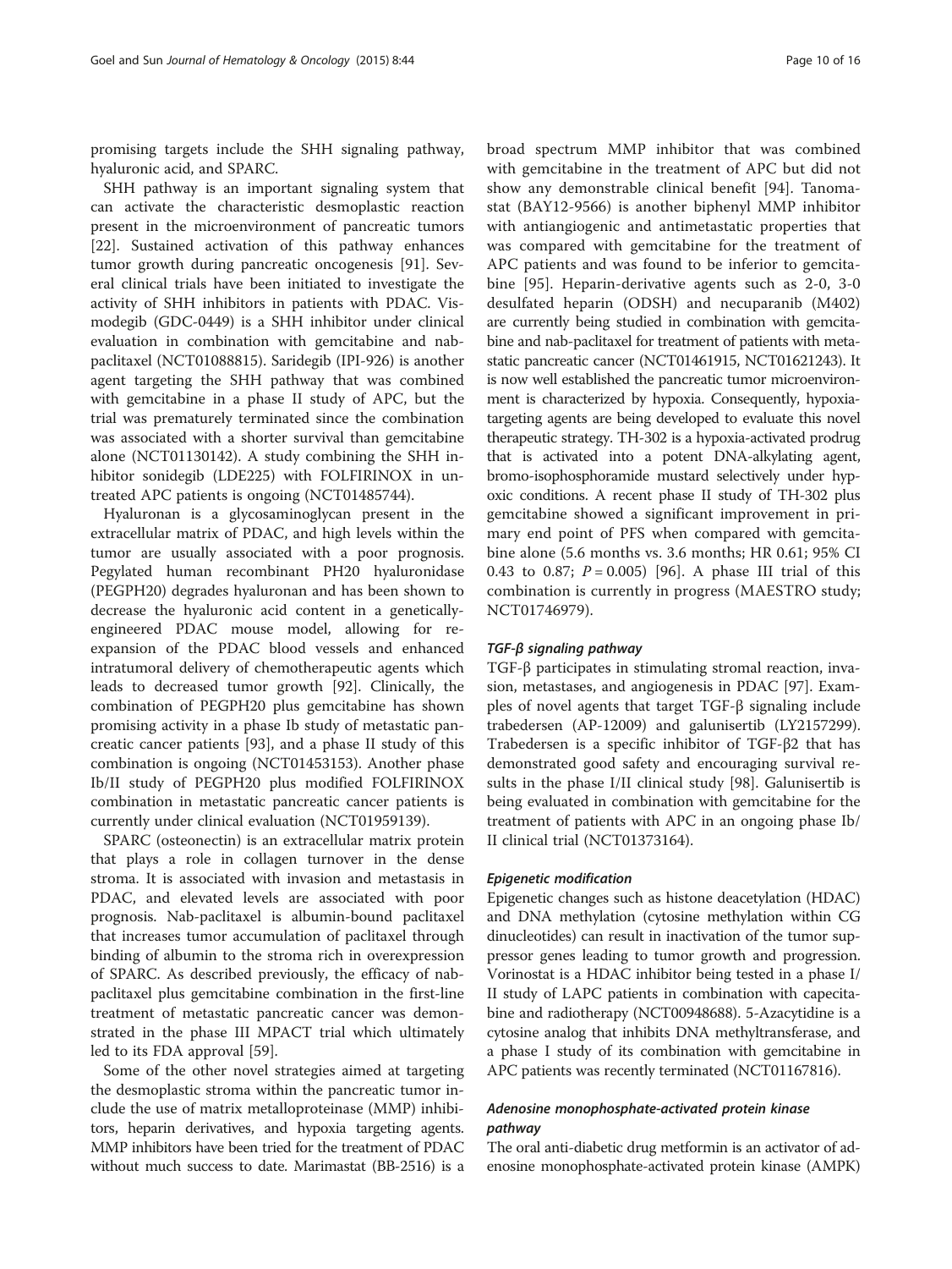promising targets include the SHH signaling pathway, hyaluronic acid, and SPARC.

SHH pathway is an important signaling system that can activate the characteristic desmoplastic reaction present in the microenvironment of pancreatic tumors [22]. Sustained activation of this pathway enhances tumor growth during pancreatic oncogenesis [91]. Several clinical trials have been initiated to investigate the activity of SHH inhibitors in patients with PDAC. Vismodegib (GDC-0449) is a SHH inhibitor under clinical evaluation in combination with gemcitabine and nab-paclitaxel (NCT01088815). Saridegib (IPI-926) is another agent targeting the SHH pathway that was combined with gemcitabine in a phase II study of APC, but the trial was prematurely terminated since the combination was associated with a shorter survival than gemcitabine alone (NCT01130142). A study combining the SHH inhibitor sonidegib (LDE225) with FOLFIRINOX in untreated APC patients is ongoing (NCT01485744).

Hyaluronan is a glycosaminoglycan present in the extracellular matrix of PDAC, and high levels within the tumor are usually associated with a poor prognosis. Pegylated human recombinant PH20 hyaluronidase (PEGPH20) degrades hyaluronan and has been shown to decrease the hyaluronic acid content in a genetically-engineered PDAC mouse model, allowing for re-expansion of the PDAC blood vessels and enhanced intratumoral delivery of chemotherapeutic agents which leads to decreased tumor growth [92]. Clinically, the combination of PEGPH20 plus gemcitabine has shown promising activity in a phase Ib study of metastatic pancreatic cancer patients [93], and a phase II study of this combination is ongoing (NCT01453153). Another phase Ib/II study of PEGPH20 plus modified FOLFIRINOX combination in metastatic pancreatic cancer patients is currently under clinical evaluation (NCT01959139).

SPARC (osteonectin) is an extracellular matrix protein that plays a role in collagen turnover in the dense stroma. It is associated with invasion and metastasis in PDAC, and elevated levels are associated with poor prognosis. Nab-paclitaxel is albumin-bound paclitaxel that increases tumor accumulation of paclitaxel through binding of albumin to the stroma rich in overexpression of SPARC. As described previously, the efficacy of nab-paclitaxel plus gemcitabine combination in the first-line treatment of metastatic pancreatic cancer was demonstrated in the phase III MPACT trial which ultimately led to its FDA approval [59].

Some of the other novel strategies aimed at targeting the desmoplastic stroma within the pancreatic tumor include the use of matrix metalloproteinase (MMP) inhibitors, heparin derivatives, and hypoxia targeting agents. MMP inhibitors have been tried for the treatment of PDAC without much success to date. Marimastat (BB-2516) is a broad spectrum MMP inhibitor that was combined with gemcitabine in the treatment of APC but did not show any demonstrable clinical benefit [94]. Tanomastat (BAY12-9566) is another biphenyl MMP inhibitor with antiangiogenic and antimetastatic properties that was compared with gemcitabine for the treatment of APC patients and was found to be inferior to gemcitabine [95]. Heparin-derivative agents such as 2-0, 3-0 desulfated heparin (ODSH) and necuparanib (M402) are currently being studied in combination with gemcitabine and nab-paclitaxel for treatment of patients with metastatic pancreatic cancer (NCT01461915, NCT01621243). It is now well established the pancreatic tumor microenvironment is characterized by hypoxia. Consequently, hypoxia-targeting agents are being developed to evaluate this novel therapeutic strategy. TH-302 is a hypoxia-activated prodrug that is activated into a potent DNA-alkylating agent, bromo-isophosphoramide mustard selectively under hypoxic conditions. A recent phase II study of TH-302 plus gemcitabine showed a significant improvement in primary end point of PFS when compared with gemcitabine alone (5.6 months vs. 3.6 months; HR 0.61; 95% CI 0.43 to 0.87; $P = 0.005$) [96]. A phase III trial of this combination is currently in progress (MAESTRO study; NCT01746979).

#### *TGF-β signaling pathway*

TGF-β participates in stimulating stromal reaction, invasion, metastases, and angiogenesis in PDAC [97]. Examples of novel agents that target TGF-β signaling include trabedersen (AP-12009) and galunisertib (LY2157299). Trabedersen is a specific inhibitor of TGF-β2 that has demonstrated good safety and encouraging survival results in the phase I/II clinical study [98]. Galunisertib is being evaluated in combination with gemcitabine for the treatment of patients with APC in an ongoing phase Ib/II clinical trial (NCT01373164).

#### *Epigenetic modification*

Epigenetic changes such as histone deacetylation (HDAC) and DNA methylation (cytosine methylation within CG dinucleotides) can result in inactivation of the tumor suppressor genes leading to tumor growth and progression. Vorinostat is a HDAC inhibitor being tested in a phase I/II study of LAPC patients in combination with capecitabine and radiotherapy (NCT00948688). 5-Azacytidine is a cytosine analog that inhibits DNA methyltransferase, and a phase I study of its combination with gemcitabine in APC patients was recently terminated (NCT01167816).

#### *Adenosine monophosphate-activated protein kinase pathway*

The oral anti-diabetic drug metformin is an activator of adenosine monophosphate-activated protein kinase (AMPK)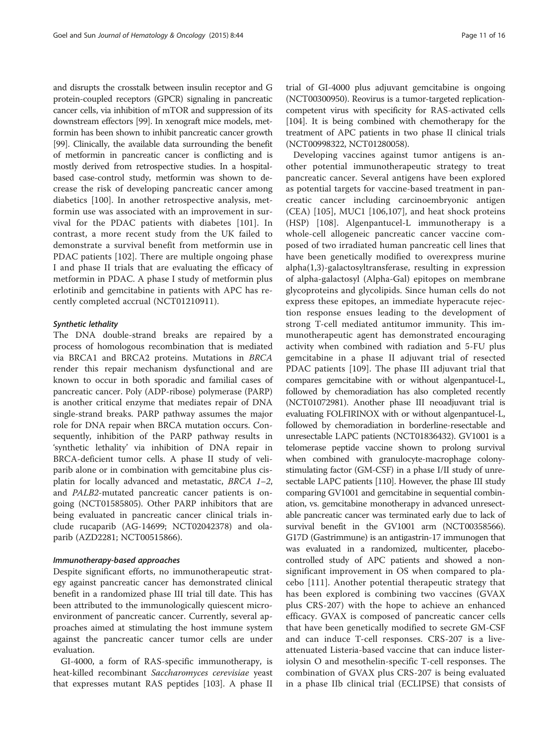and disrupts the crosstalk between insulin receptor and G protein-coupled receptors (GPCR) signaling in pancreatic cancer cells, via inhibition of mTOR and suppression of its downstream effectors [99]. In xenograft mice models, metformin has been shown to inhibit pancreatic cancer growth [99]. Clinically, the available data surrounding the benefit of metformin in pancreatic cancer is conflicting and is mostly derived from retrospective studies. In a hospital-based case-control study, metformin was shown to decrease the risk of developing pancreatic cancer among diabetics [100]. In another retrospective analysis, metformin use was associated with an improvement in survival for the PDAC patients with diabetes [101]. In contrast, a more recent study from the UK failed to demonstrate a survival benefit from metformin use in PDAC patients [102]. There are multiple ongoing phase I and phase II trials that are evaluating the efficacy of metformin in PDAC. A phase I study of metformin plus erlotinib and gemcitabine in patients with APC has recently completed accrual (NCT01210911).

#### *Synthetic lethality*

The DNA double-strand breaks are repaired by a process of homologous recombination that is mediated via BRCA1 and BRCA2 proteins. Mutations in *BRCA* render this repair mechanism dysfunctional and are known to occur in both sporadic and familial cases of pancreatic cancer. Poly (ADP-ribose) polymerase (PARP) is another critical enzyme that mediates repair of DNA single-strand breaks. PARP pathway assumes the major role for DNA repair when BRCA mutation occurs. Consequently, inhibition of the PARP pathway results in 'synthetic lethality' via inhibition of DNA repair in BRCA-deficient tumor cells. A phase II study of veliparib alone or in combination with gemcitabine plus cisplatin for locally advanced and metastatic, *BRCA 1–2*, and *PALB2*-mutated pancreatic cancer patients is ongoing (NCT01585805). Other PARP inhibitors that are being evaluated in pancreatic cancer clinical trials include rucaparib (AG-14699; NCT02042378) and olaparib (AZD2281; NCT00515866).

#### *Immunotherapy-based approaches*

Despite significant efforts, no immunotherapeutic strategy against pancreatic cancer has demonstrated clinical benefit in a randomized phase III trial till date. This has been attributed to the immunologically quiescent microenvironment of pancreatic cancer. Currently, several approaches aimed at stimulating the host immune system against the pancreatic cancer tumor cells are under evaluation.

GI-4000, a form of RAS-specific immunotherapy, is heat-killed recombinant *Saccharomyces cerevisiae* yeast that expresses mutant RAS peptides [103]. A phase II trial of GI-4000 plus adjuvant gemcitabine is ongoing (NCT00300950). Reovirus is a tumor-targeted replication-competent virus with specificity for RAS-activated cells [104]. It is being combined with chemotherapy for the treatment of APC patients in two phase II clinical trials (NCT00998322, NCT01280058).

Developing vaccines against tumor antigens is another potential immunotherapeutic strategy to treat pancreatic cancer. Several antigens have been explored as potential targets for vaccine-based treatment in pancreatic cancer including carcinoembryonic antigen (CEA) [105], MUC1 [106,107], and heat shock proteins (HSP) [108]. Algenpantucel-L immunotherapy is a whole-cell allogeneic pancreatic cancer vaccine composed of two irradiated human pancreatic cell lines that have been genetically modified to overexpress murine alpha(1,3)-galactosyltransferase, resulting in expression of alpha-galactosyl (Alpha-Gal) epitopes on membrane glycoproteins and glycolipids. Since human cells do not express these epitopes, an immediate hyperacute rejection response ensues leading to the development of strong T-cell mediated antitumor immunity. This immunotherapeutic agent has demonstrated encouraging activity when combined with radiation and 5-FU plus gemcitabine in a phase II adjuvant trial of resected PDAC patients [109]. The phase III adjuvant trial that compares gemcitabine with or without algenpantucel-L, followed by chemoradiation has also completed recently (NCT01072981). Another phase III neoadjuvant trial is evaluating FOLFIRINOX with or without algenpantucel-L, followed by chemoradiation in borderline-resectable and unresectable LAPC patients (NCT01836432). GV1001 is a telomerase peptide vaccine shown to prolong survival when combined with granulocyte-macrophage colony-stimulating factor (GM-CSF) in a phase I/II study of unresectable LAPC patients [110]. However, the phase III study comparing GV1001 and gemcitabine in sequential combination, vs. gemcitabine monotherapy in advanced unresectable pancreatic cancer was terminated early due to lack of survival benefit in the GV1001 arm (NCT00358566). G17D (Gastrimmune) is an antigastrin-17 immunogen that was evaluated in a randomized, multicenter, placebo-controlled study of APC patients and showed a non-significant improvement in OS when compared to placebo [111]. Another potential therapeutic strategy that has been explored is combining two vaccines (GVAX plus CRS-207) with the hope to achieve an enhanced efficacy. GVAX is composed of pancreatic cancer cells that have been genetically modified to secrete GM-CSF and can induce T-cell responses. CRS-207 is a live-attenuated Listeria-based vaccine that can induce listeriolysin O and mesothelin-specific T-cell responses. The combination of GVAX plus CRS-207 is being evaluated in a phase IIb clinical trial (ECLIPSE) that consists of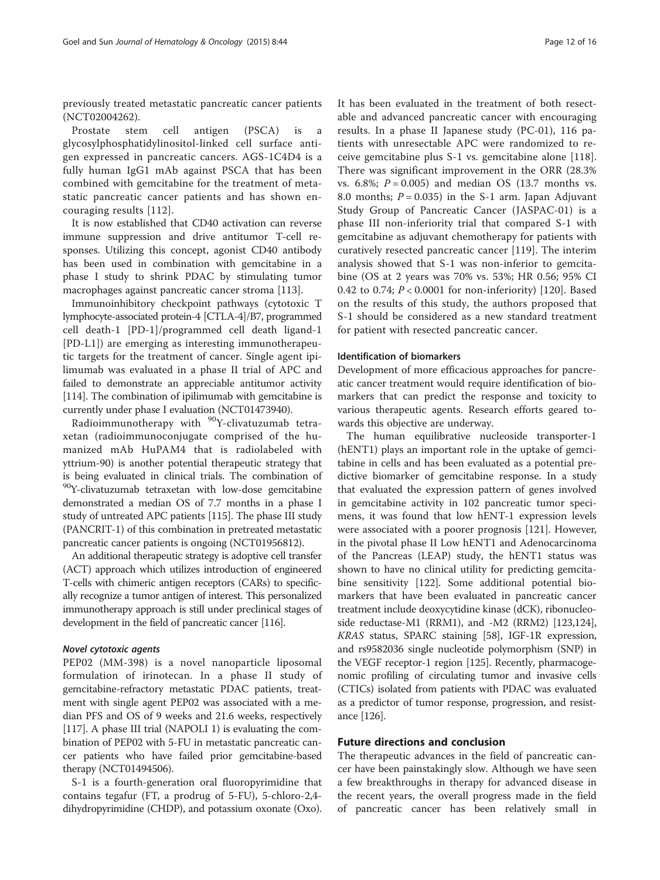previously treated metastatic pancreatic cancer patients (NCT02004262).

Prostate stem cell antigen (PSCA) is a glycosylphosphatidylinositol-linked cell surface antigen expressed in pancreatic cancers. AGS-1C4D4 is a fully human IgG1 mAb against PSCA that has been combined with gemcitabine for the treatment of metastatic pancreatic cancer patients and has shown encouraging results [112].

It is now established that CD40 activation can reverse immune suppression and drive antitumor T-cell responses. Utilizing this concept, agonist CD40 antibody has been used in combination with gemcitabine in a phase I study to shrink PDAC by stimulating tumor macrophages against pancreatic cancer stroma [113].

Immunoinhibitory checkpoint pathways (cytotoxic T lymphocyte-associated protein-4 [CTLA-4]/B7, programmed cell death-1 [PD-1]/programmed cell death ligand-1 [PD-L1]) are emerging as interesting immunotherapeutic targets for the treatment of cancer. Single agent ipilimumab was evaluated in a phase II trial of APC and failed to demonstrate an appreciable antitumor activity [114]. The combination of ipilimumab with gemcitabine is currently under phase I evaluation (NCT01473940).

Radioimmunotherapy with $^{90}$Y-clivatuzumab tetraxetan (radioimmunoconjugate comprised of the humanized mAb HuPAM4 that is radiolabeled with yttrium-90) is another potential therapeutic strategy that is being evaluated in clinical trials. The combination of $^{90}$Y-clivatuzumab tetraxetan with low-dose gemcitabine demonstrated a median OS of 7.7 months in a phase I study of untreated APC patients [115]. The phase III study (PANCRIT-1) of this combination in pretreated metastatic pancreatic cancer patients is ongoing (NCT01956812).

An additional therapeutic strategy is adoptive cell transfer (ACT) approach which utilizes introduction of engineered T-cells with chimeric antigen receptors (CARs) to specifically recognize a tumor antigen of interest. This personalized immunotherapy approach is still under preclinical stages of development in the field of pancreatic cancer [116].

#### *Novel cytotoxic agents*

PEP02 (MM-398) is a novel nanoparticle liposomal formulation of irinotecan. In a phase II study of gemcitabine-refractory metastatic PDAC patients, treatment with single agent PEP02 was associated with a median PFS and OS of 9 weeks and 21.6 weeks, respectively [117]. A phase III trial (NAPOLI 1) is evaluating the combination of PEP02 with 5-FU in metastatic pancreatic cancer patients who have failed prior gemcitabine-based therapy (NCT01494506).

S-1 is a fourth-generation oral fluoropyrimidine that contains tegafur (FT, a prodrug of 5-FU), 5-chloro-2,4-dihydropyrimidine (CHDP), and potassium oxonate (Oxo). It has been evaluated in the treatment of both resectable and advanced pancreatic cancer with encouraging results. In a phase II Japanese study (PC-01), 116 patients with unresectable APC were randomized to receive gemcitabine plus S-1 vs. gemcitabine alone [118]. There was significant improvement in the ORR (28.3% vs. 6.8%; $P = 0.005$) and median OS (13.7 months vs. 8.0 months; $P = 0.035$) in the S-1 arm. Japan Adjuvant Study Group of Pancreatic Cancer (JASPAC-01) is a phase III non-inferiority trial that compared S-1 with gemcitabine as adjuvant chemotherapy for patients with curatively resected pancreatic cancer [119]. The interim analysis showed that S-1 was non-inferior to gemcitabine (OS at 2 years was 70% vs. 53%; HR 0.56; 95% CI 0.42 to 0.74; $P < 0.0001$ for non-inferiority) [120]. Based on the results of this study, the authors proposed that S-1 should be considered as a new standard treatment for patient with resected pancreatic cancer.

### Identification of biomarkers

Development of more efficacious approaches for pancreatic cancer treatment would require identification of biomarkers that can predict the response and toxicity to various therapeutic agents. Research efforts geared towards this objective are underway.

The human equilibrative nucleoside transporter-1 (hENT1) plays an important role in the uptake of gemcitabine in cells and has been evaluated as a potential predictive biomarker of gemcitabine response. In a study that evaluated the expression pattern of genes involved in gemcitabine activity in 102 pancreatic tumor specimens, it was found that low hENT-1 expression levels were associated with a poorer prognosis [121]. However, in the pivotal phase II Low hENT1 and Adenocarcinoma of the Pancreas (LEAP) study, the hENT1 status was shown to have no clinical utility for predicting gemcitabine sensitivity [122]. Some additional potential biomarkers that have been evaluated in pancreatic cancer treatment include deoxycytidine kinase (dCK), ribonucleoside reductase-M1 (RRM1), and -M2 (RRM2) [123,124], *KRAS* status, SPARC staining [58], IGF-1R expression, and rs9582036 single nucleotide polymorphism (SNP) in the VEGF receptor-1 region [125]. Recently, pharmacogenomic profiling of circulating tumor and invasive cells (CTICs) isolated from patients with PDAC was evaluated as a predictor of tumor response, progression, and resistance [126].

## Future directions and conclusion

The therapeutic advances in the field of pancreatic cancer have been painstakingly slow. Although we have seen a few breakthroughs in therapy for advanced disease in the recent years, the overall progress made in the field of pancreatic cancer has been relatively small in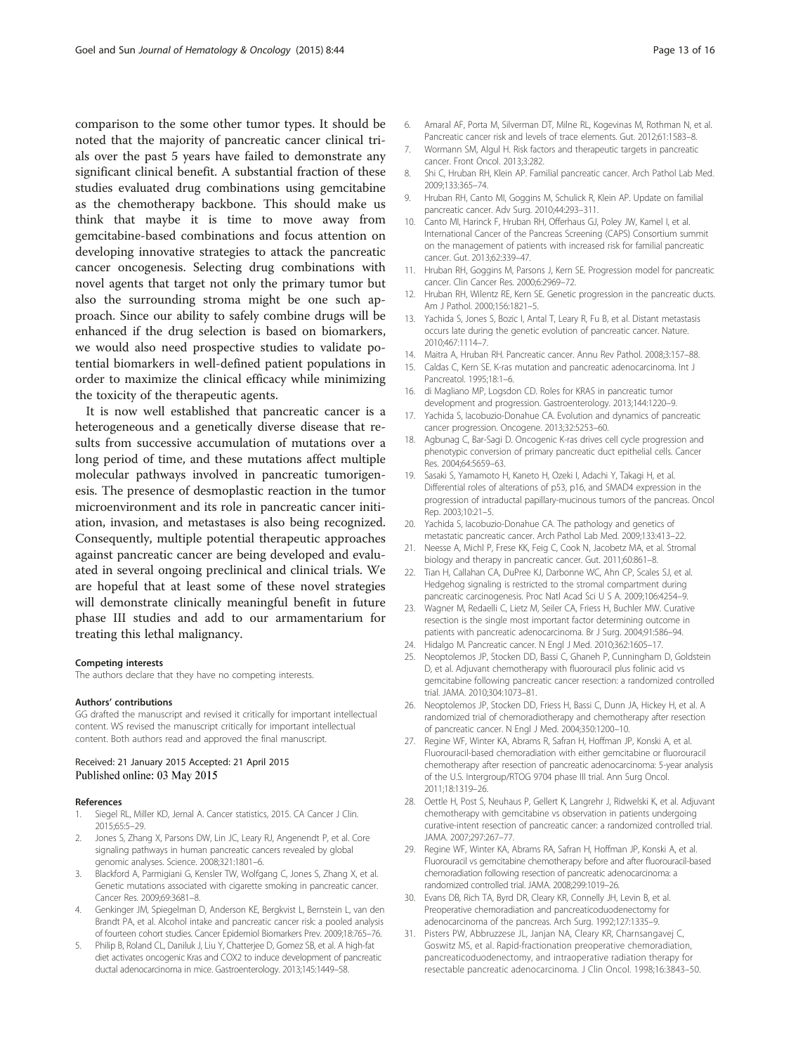comparison to the some other tumor types. It should be noted that the majority of pancreatic cancer clinical trials over the past 5 years have failed to demonstrate any significant clinical benefit. A substantial fraction of these studies evaluated drug combinations using gemcitabine as the chemotherapy backbone. This should make us think that maybe it is time to move away from gemcitabine-based combinations and focus attention on developing innovative strategies to attack the pancreatic cancer oncogenesis. Selecting drug combinations with novel agents that target not only the primary tumor but also the surrounding stroma might be one such approach. Since our ability to safely combine drugs will be enhanced if the drug selection is based on biomarkers, we would also need prospective studies to validate potential biomarkers in well-defined patient populations in order to maximize the clinical efficacy while minimizing the toxicity of the therapeutic agents.

It is now well established that pancreatic cancer is a heterogeneous and a genetically diverse disease that results from successive accumulation of mutations over a long period of time, and these mutations affect multiple molecular pathways involved in pancreatic tumorigenesis. The presence of desmoplastic reaction in the tumor microenvironment and its role in pancreatic cancer initiation, invasion, and metastases is also being recognized. Consequently, multiple potential therapeutic approaches against pancreatic cancer are being developed and evaluated in several ongoing preclinical and clinical trials. We are hopeful that at least some of these novel strategies will demonstrate clinically meaningful benefit in future phase III studies and add to our armamentarium for treating this lethal malignancy.

#### Competing interests
The authors declare that they have no competing interests.

#### Authors' contributions
GG drafted the manuscript and revised it critically for important intellectual content. WS revised the manuscript critically for important intellectual content. Both authors read and approved the final manuscript.

Received: 21 January 2015 Accepted: 21 April 2015
Published online: 03 May 2015

#### References

1. Siegel RL, Miller KD, Jemal A. Cancer statistics, 2015. CA Cancer J Clin. 2015;65:5–29.
2. Jones S, Zhang X, Parsons DW, Lin JC, Leary RJ, Angenendt P, et al. Core signaling pathways in human pancreatic cancers revealed by global genomic analyses. Science. 2008;321:1801–6.
3. Blackford A, Parmigiani G, Kensler TW, Wolfgang C, Jones S, Zhang X, et al. Genetic mutations associated with cigarette smoking in pancreatic cancer. Cancer Res. 2009;69:3681–8.
4. Genkinger JM, Spiegelman D, Anderson KE, Bergkvist L, Bernstein L, van den Brandt PA, et al. Alcohol intake and pancreatic cancer risk: a pooled analysis of fourteen cohort studies. Cancer Epidemiol Biomarkers Prev. 2009;18:765–76.
5. Philip B, Roland CL, Daniluk J, Liu Y, Chatterjee D, Gomez SB, et al. A high-fat diet activates oncogenic Kras and COX2 to induce development of pancreatic ductal adenocarcinoma in mice. Gastroenterology. 2013;145:1449–58.
6. Amaral AF, Porta M, Silverman DT, Milne RL, Kogevinas M, Rothman N, et al. Pancreatic cancer risk and levels of trace elements. Gut. 2012;61:1583–8.
7. Wormann SM, Algul H. Risk factors and therapeutic targets in pancreatic cancer. Front Oncol. 2013;3:282.
8. Shi C, Hruban RH, Klein AP. Familial pancreatic cancer. Arch Pathol Lab Med. 2009;133:365–74.
9. Hruban RH, Canto MI, Goggins M, Schulick R, Klein AP. Update on familial pancreatic cancer. Adv Surg. 2010;44:293–311.
10. Canto MI, Harinck F, Hruban RH, Offerhaus GJ, Poley JW, Kamel I, et al. International Cancer of the Pancreas Screening (CAPS) Consortium summit on the management of patients with increased risk for familial pancreatic cancer. Gut. 2013;62:339–47.
11. Hruban RH, Goggins M, Parsons J, Kern SE. Progression model for pancreatic cancer. Clin Cancer Res. 2000;6:2969–72.
12. Hruban RH, Wilentz RE, Kern SE. Genetic progression in the pancreatic ducts. Am J Pathol. 2000;156:1821–5.
13. Yachida S, Jones S, Bozic I, Antal T, Leary R, Fu B, et al. Distant metastasis occurs late during the genetic evolution of pancreatic cancer. Nature. 2010;467:1114–7.
14. Maitra A, Hruban RH. Pancreatic cancer. Annu Rev Pathol. 2008;3:157–88.
15. Caldas C, Kern SE. K-ras mutation and pancreatic adenocarcinoma. Int J Pancreatol. 1995;18:1–6.
16. di Magliano MP, Logsdon CD. Roles for KRAS in pancreatic tumor development and progression. Gastroenterology. 2013;144:1220–9.
17. Yachida S, Iacobuzio-Donahue CA. Evolution and dynamics of pancreatic cancer progression. Oncogene. 2013;32:5253–60.
18. Agbunag C, Bar-Sagi D. Oncogenic K-ras drives cell cycle progression and phenotypic conversion of primary pancreatic duct epithelial cells. Cancer Res. 2004;64:5659–63.
19. Sasaki S, Yamamoto H, Kaneto H, Ozeki I, Adachi Y, Takagi H, et al. Differential roles of alterations of p53, p16, and SMAD4 expression in the progression of intraductal papillary-mucinous tumors of the pancreas. Oncol Rep. 2003;10:21–5.
20. Yachida S, Iacobuzio-Donahue CA. The pathology and genetics of metastatic pancreatic cancer. Arch Pathol Lab Med. 2009;133:413–22.
21. Neesse A, Michl P, Frese KK, Feig C, Cook N, Jacobetz MA, et al. Stromal biology and therapy in pancreatic cancer. Gut. 2011;60:861–8.
22. Tian H, Callahan CA, DuPree KJ, Darbonne WC, Ahn CP, Scales SJ, et al. Hedgehog signaling is restricted to the stromal compartment during pancreatic carcinogenesis. Proc Natl Acad Sci U S A. 2009;106:4254–9.
23. Wagner M, Redaelli C, Lietz M, Seiler CA, Friess H, Buchler MW. Curative resection is the single most important factor determining outcome in patients with pancreatic adenocarcinoma. Br J Surg. 2004;91:586–94.
24. Hidalgo M. Pancreatic cancer. N Engl J Med. 2010;362:1605–17.
25. Neoptolemos JP, Stocken DD, Bassi C, Ghaneh P, Cunningham D, Goldstein D, et al. Adjuvant chemotherapy with fluorouracil plus folinic acid vs gemcitabine following pancreatic cancer resection: a randomized controlled trial. JAMA. 2010;304:1073–81.
26. Neoptolemos JP, Stocken DD, Friess H, Bassi C, Dunn JA, Hickey H, et al. A randomized trial of chemoradiotherapy and chemotherapy after resection of pancreatic cancer. N Engl J Med. 2004;350:1200–10.
27. Regine WF, Winter KA, Abrams R, Safran H, Hoffman JP, Konski A, et al. Fluorouracil-based chemoradiation with either gemcitabine or fluorouracil chemotherapy after resection of pancreatic adenocarcinoma: 5-year analysis of the U.S. Intergroup/RTOG 9704 phase III trial. Ann Surg Oncol. 2011;18:1319–26.
28. Oettle H, Post S, Neuhaus P, Gellert K, Langrehr J, Ridwelski K, et al. Adjuvant chemotherapy with gemcitabine vs observation in patients undergoing curative-intent resection of pancreatic cancer: a randomized controlled trial. JAMA. 2007;297:267–77.
29. Regine WF, Winter KA, Abrams RA, Safran H, Hoffman JP, Konski A, et al. Fluorouracil vs gemcitabine chemotherapy before and after fluorouracil-based chemoradiation following resection of pancreatic adenocarcinoma: a randomized controlled trial. JAMA. 2008;299:1019–26.
30. Evans DB, Rich TA, Byrd DR, Cleary KR, Connelly JH, Levin B, et al. Preoperative chemoradiation and pancreaticoduodenectomy for adenocarcinoma of the pancreas. Arch Surg. 1992;127:1335–9.
31. Pisters PW, Abbruzzese JL, Janjan NA, Cleary KR, Charnsangavej C, Goswitz MS, et al. Rapid-fractionation preoperative chemoradiation, pancreaticoduodenectomy, and intraoperative radiation therapy for resectable pancreatic adenocarcinoma. J Clin Oncol. 1998;16:3843–50.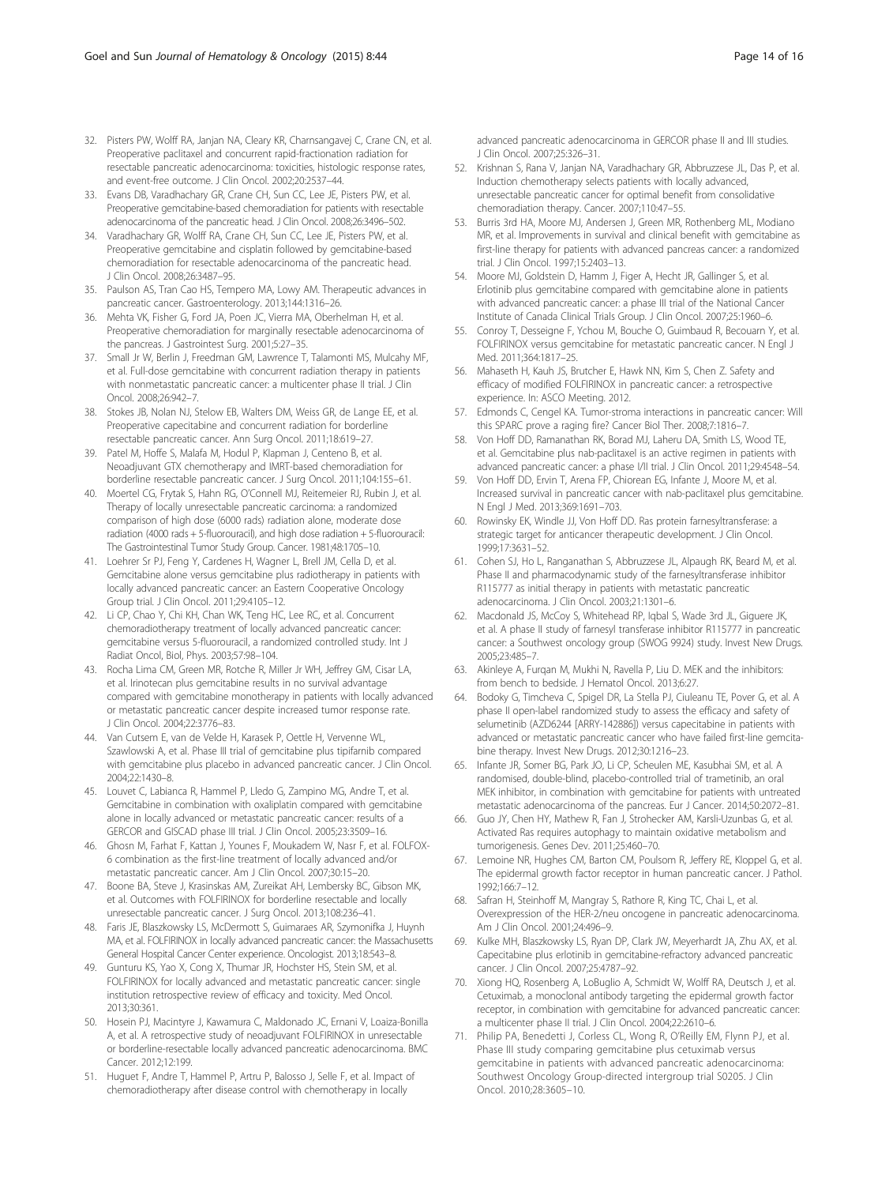32. Pisters PW, Wolff RA, Janjan NA, Cleary KR, Charnsangavej C, Crane CN, et al. Preoperative paclitaxel and concurrent rapid-fractionation radiation for resectable pancreatic adenocarcinoma: toxicities, histologic response rates, and event-free outcome. J Clin Oncol. 2002;20:2537–44.
33. Evans DB, Varadhachary GR, Crane CH, Sun CC, Lee JE, Pisters PW, et al. Preoperative gemcitabine-based chemoradiation for patients with resectable adenocarcinoma of the pancreatic head. J Clin Oncol. 2008;26:3496–502.
34. Varadhachary GR, Wolff RA, Crane CH, Sun CC, Lee JE, Pisters PW, et al. Preoperative gemcitabine and cisplatin followed by gemcitabine-based chemoradiation for resectable adenocarcinoma of the pancreatic head. J Clin Oncol. 2008;26:3487–95.
35. Paulson AS, Tran Cao HS, Tempero MA, Lowy AM. Therapeutic advances in pancreatic cancer. Gastroenterology. 2013;144:1316–26.
36. Mehta VK, Fisher G, Ford JA, Poen JC, Vierra MA, Oberhelman H, et al. Preoperative chemoradiation for marginally resectable adenocarcinoma of the pancreas. J Gastrointest Surg. 2001;5:27–35.
37. Small Jr W, Berlin J, Freedman GM, Lawrence T, Talamonti MS, Mulcahy MF, et al. Full-dose gemcitabine with concurrent radiation therapy in patients with nonmetastatic pancreatic cancer: a multicenter phase II trial. J Clin Oncol. 2008;26:942–7.
38. Stokes JB, Nolan NJ, Stelow EB, Walters DM, Weiss GR, de Lange EE, et al. Preoperative capecitabine and concurrent radiation for borderline resectable pancreatic cancer. Ann Surg Oncol. 2011;18:619–27.
39. Patel M, Hoffe S, Malafa M, Hodul P, Klapman J, Centeno B, et al. Neoadjuvant GTX chemotherapy and IMRT-based chemoradiation for borderline resectable pancreatic cancer. J Surg Oncol. 2011;104:155–61.
40. Moertel CG, Frytak S, Hahn RG, O'Connell MJ, Reitemeier RJ, Rubin J, et al. Therapy of locally unresectable pancreatic carcinoma: a randomized comparison of high dose (6000 rads) radiation alone, moderate dose radiation (4000 rads + 5-fluorouracil), and high dose radiation + 5-fluorouracil: The Gastrointestinal Tumor Study Group. Cancer. 1981;48:1705–10.
41. Loehrer Sr PJ, Feng Y, Cardenes H, Wagner L, Brell JM, Cella D, et al. Gemcitabine alone versus gemcitabine plus radiotherapy in patients with locally advanced pancreatic cancer: an Eastern Cooperative Oncology Group trial. J Clin Oncol. 2011;29:4105–12.
42. Li CP, Chao Y, Chi KH, Chan WK, Teng HC, Lee RC, et al. Concurrent chemoradiotherapy treatment of locally advanced pancreatic cancer: gemcitabine versus 5-fluorouracil, a randomized controlled study. Int J Radiat Oncol, Biol, Phys. 2003;57:98–104.
43. Rocha Lima CM, Green MR, Rotche R, Miller Jr WH, Jeffrey GM, Cisar LA, et al. Irinotecan plus gemcitabine results in no survival advantage compared with gemcitabine monotherapy in patients with locally advanced or metastatic pancreatic cancer despite increased tumor response rate. J Clin Oncol. 2004;22:3776–83.
44. Van Cutsem E, van de Velde H, Karasek P, Oettle H, Vervenne WL, Szawlowski A, et al. Phase III trial of gemcitabine plus tipifarnib compared with gemcitabine plus placebo in advanced pancreatic cancer. J Clin Oncol. 2004;22:1430–8.
45. Louvet C, Labianca R, Hammel P, Lledo G, Zampino MG, Andre T, et al. Gemcitabine in combination with oxaliplatin compared with gemcitabine alone in locally advanced or metastatic pancreatic cancer: results of a GERCOR and GISCAD phase III trial. J Clin Oncol. 2005;23:3509–16.
46. Ghosn M, Farhat F, Kattan J, Younes F, Moukadem W, Nasr F, et al. FOLFOX-6 combination as the first-line treatment of locally advanced and/or metastatic pancreatic cancer. Am J Clin Oncol. 2007;30:15–20.
47. Boone BA, Steve J, Krasinskas AM, Zureikat AH, Lembersky BC, Gibson MK, et al. Outcomes with FOLFIRINOX for borderline resectable and locally unresectable pancreatic cancer. J Surg Oncol. 2013;108:236–41.
48. Faris JE, Blaszkowsky LS, McDermott S, Guimaraes AR, Szymonifka J, Huynh MA, et al. FOLFIRINOX in locally advanced pancreatic cancer: the Massachusetts General Hospital Cancer Center experience. Oncologist. 2013;18:543–8.
49. Gunturu KS, Yao X, Cong X, Thumar JR, Hochster HS, Stein SM, et al. FOLFIRINOX for locally advanced and metastatic pancreatic cancer: single institution retrospective review of efficacy and toxicity. Med Oncol. 2013;30:361.
50. Hosein PJ, Macintyre J, Kawamura C, Maldonado JC, Ernani V, Loaiza-Bonilla A, et al. A retrospective study of neoadjuvant FOLFIRINOX in unresectable or borderline-resectable locally advanced pancreatic adenocarcinoma. BMC Cancer. 2012;12:199.
51. Huguet F, Andre T, Hammel P, Artru P, Balosso J, Selle F, et al. Impact of chemoradiotherapy after disease control with chemotherapy in locally advanced pancreatic adenocarcinoma in GERCOR phase II and III studies. J Clin Oncol. 2007;25:326–31.
52. Krishnan S, Rana V, Janjan NA, Varadhachary GR, Abbruzzese JL, Das P, et al. Induction chemotherapy selects patients with locally advanced, unresectable pancreatic cancer for optimal benefit from consolidative chemoradiation therapy. Cancer. 2007;110:47–55.
53. Burris 3rd HA, Moore MJ, Andersen J, Green MR, Rothenberg ML, Modiano MR, et al. Improvements in survival and clinical benefit with gemcitabine as first-line therapy for patients with advanced pancreas cancer: a randomized trial. J Clin Oncol. 1997;15:2403–13.
54. Moore MJ, Goldstein D, Hamm J, Figer A, Hecht JR, Gallinger S, et al. Erlotinib plus gemcitabine compared with gemcitabine alone in patients with advanced pancreatic cancer: a phase III trial of the National Cancer Institute of Canada Clinical Trials Group. J Clin Oncol. 2007;25:1960–6.
55. Conroy T, Desseigne F, Ychou M, Bouche O, Guimbaud R, Becouarn Y, et al. FOLFIRINOX versus gemcitabine for metastatic pancreatic cancer. N Engl J Med. 2011;364:1817–25.
56. Mahaseth H, Kauh JS, Brutcher E, Hawk NN, Kim S, Chen Z. Safety and efficacy of modified FOLFIRINOX in pancreatic cancer: a retrospective experience. In: ASCO Meeting. 2012.
57. Edmonds C, Cengel KA. Tumor-stroma interactions in pancreatic cancer: Will this SPARC prove a raging fire? Cancer Biol Ther. 2008;7:1816–7.
58. Von Hoff DD, Ramanathan RK, Borad MJ, Laheru DA, Smith LS, Wood TE, et al. Gemcitabine plus nab-paclitaxel is an active regimen in patients with advanced pancreatic cancer: a phase I/II trial. J Clin Oncol. 2011;29:4548–54.
59. Von Hoff DD, Ervin T, Arena FP, Chiorean EG, Infante J, Moore M, et al. Increased survival in pancreatic cancer with nab-paclitaxel plus gemcitabine. N Engl J Med. 2013;369:1691–703.
60. Rowinsky EK, Windle JJ, Von Hoff DD. Ras protein farnesyltransferase: a strategic target for anticancer therapeutic development. J Clin Oncol. 1999;17:3631–52.
61. Cohen SJ, Ho L, Ranganathan S, Abbruzzese JL, Alpaugh RK, Beard M, et al. Phase II and pharmacodynamic study of the farnesyltransferase inhibitor R115777 as initial therapy in patients with metastatic pancreatic adenocarcinoma. J Clin Oncol. 2003;21:1301–6.
62. Macdonald JS, McCoy S, Whitehead RP, Iqbal S, Wade 3rd JL, Giguere JK, et al. A phase II study of farnesyl transferase inhibitor R115777 in pancreatic cancer: a Southwest oncology group (SWOG 9924) study. Invest New Drugs. 2005;23:485–7.
63. Akinleye A, Furqan M, Mukhi N, Ravella P, Liu D. MEK and the inhibitors: from bench to bedside. J Hematol Oncol. 2013;6:27.
64. Bodoky G, Timcheva C, Spigel DR, La Stella PJ, Ciuleanu TE, Pover G, et al. A phase II open-label randomized study to assess the efficacy and safety of selumetinib (AZD6244 [ARRY-142886]) versus capecitabine in patients with advanced or metastatic pancreatic cancer who have failed first-line gemcitabine therapy. Invest New Drugs. 2012;30:1216–23.
65. Infante JR, Somer BG, Park JO, Li CP, Scheulen ME, Kasubhai SM, et al. A randomised, double-blind, placebo-controlled trial of trametinib, an oral MEK inhibitor, in combination with gemcitabine for patients with untreated metastatic adenocarcinoma of the pancreas. Eur J Cancer. 2014;50:2072–81.
66. Guo JY, Chen HY, Mathew R, Fan J, Strohecker AM, Karsli-Uzunbas G, et al. Activated Ras requires autophagy to maintain oxidative metabolism and tumorigenesis. Genes Dev. 2011;25:460–70.
67. Lemoine NR, Hughes CM, Barton CM, Poulsom R, Jeffery RE, Kloppel G, et al. The epidermal growth factor receptor in human pancreatic cancer. J Pathol. 1992;166:7–12.
68. Safran H, Steinhoff M, Mangray S, Rathore R, King TC, Chai L, et al. Overexpression of the HER-2/neu oncogene in pancreatic adenocarcinoma. Am J Clin Oncol. 2001;24:496–9.
69. Kulke MH, Blaszkowsky LS, Ryan DP, Clark JW, Meyerhardt JA, Zhu AX, et al. Capecitabine plus erlotinib in gemcitabine-refractory advanced pancreatic cancer. J Clin Oncol. 2007;25:4787–92.
70. Xiong HQ, Rosenberg A, LoBuglio A, Schmidt W, Wolff RA, Deutsch J, et al. Cetuximab, a monoclonal antibody targeting the epidermal growth factor receptor, in combination with gemcitabine for advanced pancreatic cancer: a multicenter phase II trial. J Clin Oncol. 2004;22:2610–6.
71. Philip PA, Benedetti J, Corless CL, Wong R, O'Reilly EM, Flynn PJ, et al. Phase III study comparing gemcitabine plus cetuximab versus gemcitabine in patients with advanced pancreatic adenocarcinoma: Southwest Oncology Group-directed intergroup trial S0205. J Clin Oncol. 2010;28:3605–10.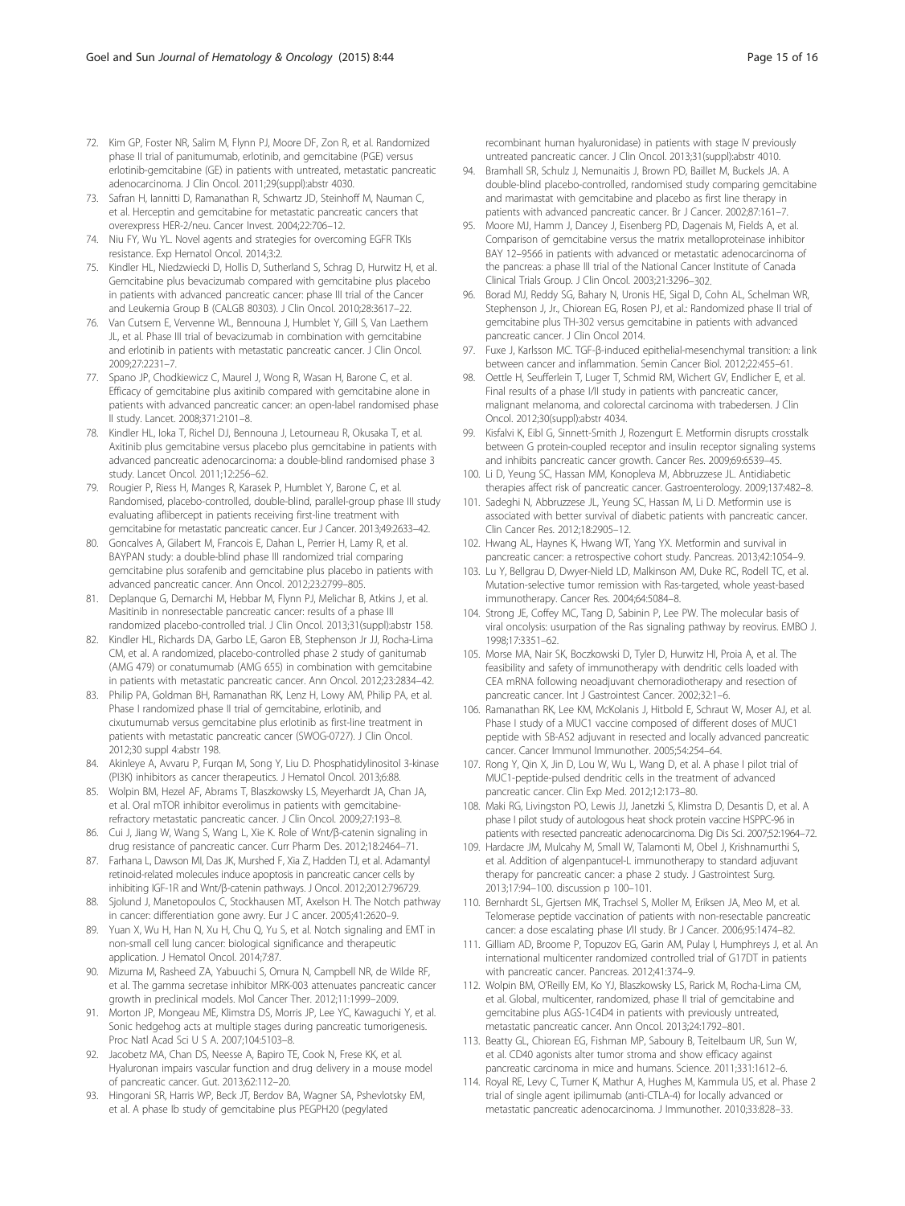72. Kim GP, Foster NR, Salim M, Flynn PJ, Moore DF, Zon R, et al. Randomized phase II trial of panitumumab, erlotinib, and gemcitabine (PGE) versus erlotinib-gemcitabine (GE) in patients with untreated, metastatic pancreatic adenocarcinoma. J Clin Oncol. 2011;29(suppl):abstr 4030.
73. Safran H, Iannitti D, Ramanathan R, Schwartz JD, Steinhoff M, Nauman C, et al. Herceptin and gemcitabine for metastatic pancreatic cancers that overexpress HER-2/neu. Cancer Invest. 2004;22:706–12.
74. Niu FY, Wu YL. Novel agents and strategies for overcoming EGFR TKIs resistance. Exp Hematol Oncol. 2014;3:2.
75. Kindler HL, Niedzwiecki D, Hollis D, Sutherland S, Schrag D, Hurwitz H, et al. Gemcitabine plus bevacizumab compared with gemcitabine plus placebo in patients with advanced pancreatic cancer: phase III trial of the Cancer and Leukemia Group B (CALGB 80303). J Clin Oncol. 2010;28:3617–22.
76. Van Cutsem E, Vervenne WL, Bennouna J, Humblet Y, Gill S, Van Laethem JL, et al. Phase III trial of bevacizumab in combination with gemcitabine and erlotinib in patients with metastatic pancreatic cancer. J Clin Oncol. 2009;27:2231–7.
77. Spano JP, Chodkiewicz C, Maurel J, Wong R, Wasan H, Barone C, et al. Efficacy of gemcitabine plus axitinib compared with gemcitabine alone in patients with advanced pancreatic cancer: an open-label randomised phase II study. Lancet. 2008;371:2101–8.
78. Kindler HL, Ioka T, Richel DJ, Bennouna J, Letourneau R, Okusaka T, et al. Axitinib plus gemcitabine versus placebo plus gemcitabine in patients with advanced pancreatic adenocarcinoma: a double-blind randomised phase 3 study. Lancet Oncol. 2011;12:256–62.
79. Rougier P, Riess H, Manges R, Karasek P, Humblet Y, Barone C, et al. Randomised, placebo-controlled, double-blind, parallel-group phase III study evaluating aflibercept in patients receiving first-line treatment with gemcitabine for metastatic pancreatic cancer. Eur J Cancer. 2013;49:2633–42.
80. Goncalves A, Gilabert M, Francois E, Dahan L, Perrier H, Lamy R, et al. BAYPAN study: a double-blind phase III randomized trial comparing gemcitabine plus sorafenib and gemcitabine plus placebo in patients with advanced pancreatic cancer. Ann Oncol. 2012;23:2799–805.
81. Deplanque G, Demarchi M, Hebbar M, Flynn PJ, Melichar B, Atkins J, et al. Masitinib in nonresectable pancreatic cancer: results of a phase III randomized placebo-controlled trial. J Clin Oncol. 2013;31(suppl):abstr 158.
82. Kindler HL, Richards DA, Garbo LE, Garon EB, Stephenson Jr JJ, Rocha-Lima CM, et al. A randomized, placebo-controlled phase 2 study of ganitumab (AMG 479) or conatumumab (AMG 655) in combination with gemcitabine in patients with metastatic pancreatic cancer. Ann Oncol. 2012;23:2834–42.
83. Philip PA, Goldman BH, Ramanathan RK, Lenz H, Lowy AM, Philip PA, et al. Phase I randomized phase II trial of gemcitabine, erlotinib, and cixutumumab versus gemcitabine plus erlotinib as first-line treatment in patients with metastatic pancreatic cancer (SWOG-0727). J Clin Oncol. 2012;30 suppl 4:abstr 198.
84. Akinleye A, Avvaru P, Furqan M, Song Y, Liu D. Phosphatidylinositol 3-kinase (PI3K) inhibitors as cancer therapeutics. J Hematol Oncol. 2013;6:88.
85. Wolpin BM, Hezel AF, Abrams T, Blaszkowsky LS, Meyerhardt JA, Chan JA, et al. Oral mTOR inhibitor everolimus in patients with gemcitabine-refractory metastatic pancreatic cancer. J Clin Oncol. 2009;27:193–8.
86. Cui J, Jiang W, Wang S, Wang L, Xie K. Role of Wnt/β-catenin signaling in drug resistance of pancreatic cancer. Curr Pharm Des. 2012;18:2464–71.
87. Farhana L, Dawson MI, Das JK, Murshed F, Xia Z, Hadden TJ, et al. Adamantyl retinoid-related molecules induce apoptosis in pancreatic cancer cells by inhibiting IGF-1R and Wnt/β-catenin pathways. J Oncol. 2012;2012:796729.
88. Sjolund J, Manetopoulos C, Stockhausen MT, Axelson H. The Notch pathway in cancer: differentiation gone awry. Eur J C ancer. 2005;41:2620–9.
89. Yuan X, Wu H, Han N, Xu H, Chu Q, Yu S, et al. Notch signaling and EMT in non-small cell lung cancer: biological significance and therapeutic application. J Hematol Oncol. 2014;7:87.
90. Mizuma M, Rasheed ZA, Yabuuchi S, Omura N, Campbell NR, de Wilde RF, et al. The gamma secretase inhibitor MRK-003 attenuates pancreatic cancer growth in preclinical models. Mol Cancer Ther. 2012;11:1999–2009.
91. Morton JP, Mongeau ME, Klimstra DS, Morris JP, Lee YC, Kawaguchi Y, et al. Sonic hedgehog acts at multiple stages during pancreatic tumorigenesis. Proc Natl Acad Sci U S A. 2007;104:5103–8.
92. Jacobetz MA, Chan DS, Neesse A, Bapiro TE, Cook N, Frese KK, et al. Hyaluronan impairs vascular function and drug delivery in a mouse model of pancreatic cancer. Gut. 2013;62:112–20.
93. Hingorani SR, Harris WP, Beck JT, Berdov BA, Wagner SA, Pshevlotsky EM, et al. A phase Ib study of gemcitabine plus PEGPH20 (pegylated recombinant human hyaluronidase) in patients with stage IV previously untreated pancreatic cancer. J Clin Oncol. 2013;31(suppl):abstr 4010.
94. Bramhall SR, Schulz J, Nemunaitis J, Brown PD, Baillet M, Buckels JA. A double-blind placebo-controlled, randomised study comparing gemcitabine and marimastat with gemcitabine and placebo as first line therapy in patients with advanced pancreatic cancer. Br J Cancer. 2002;87:161–7.
95. Moore MJ, Hamm J, Dancey J, Eisenberg PD, Dagenais M, Fields A, et al. Comparison of gemcitabine versus the matrix metalloproteinase inhibitor BAY 12–9566 in patients with advanced or metastatic adenocarcinoma of the pancreas: a phase III trial of the National Cancer Institute of Canada Clinical Trials Group. J Clin Oncol. 2003;21:3296–302.
96. Borad MJ, Reddy SG, Bahary N, Uronis HE, Sigal D, Cohn AL, Schelman WR, Stephenson J, Jr., Chiorean EG, Rosen PJ, et al.: Randomized phase II trial of gemcitabine plus TH-302 versus gemcitabine in patients with advanced pancreatic cancer. J Clin Oncol 2014.
97. Fuxe J, Karlsson MC. TGF-β-induced epithelial-mesenchymal transition: a link between cancer and inflammation. Semin Cancer Biol. 2012;22:455–61.
98. Oettle H, Seufferlein T, Luger T, Schmid RM, Wichert GV, Endlicher E, et al. Final results of a phase I/II study in patients with pancreatic cancer, malignant melanoma, and colorectal carcinoma with trabedersen. J Clin Oncol. 2012;30(suppl):abstr 4034.
99. Kisfalvi K, Eibl G, Sinnett-Smith J, Rozengurt E. Metformin disrupts crosstalk between G protein-coupled receptor and insulin receptor signaling systems and inhibits pancreatic cancer growth. Cancer Res. 2009;69:6539–45.
100. Li D, Yeung SC, Hassan MM, Konopleva M, Abbruzzese JL. Antidiabetic therapies affect risk of pancreatic cancer. Gastroenterology. 2009;137:482–8.
101. Sadeghi N, Abbruzzese JL, Yeung SC, Hassan M, Li D. Metformin use is associated with better survival of diabetic patients with pancreatic cancer. Clin Cancer Res. 2012;18:2905–12.
102. Hwang AL, Haynes K, Hwang WT, Yang YX. Metformin and survival in pancreatic cancer: a retrospective cohort study. Pancreas. 2013;42:1054–9.
103. Lu Y, Bellgrau D, Dwyer-Nield LD, Malkinson AM, Duke RC, Rodell TC, et al. Mutation-selective tumor remission with Ras-targeted, whole yeast-based immunotherapy. Cancer Res. 2004;64:5084–8.
104. Strong JE, Coffey MC, Tang D, Sabinin P, Lee PW. The molecular basis of viral oncolysis: usurpation of the Ras signaling pathway by reovirus. EMBO J. 1998;17:3351–62.
105. Morse MA, Nair SK, Boczkowski D, Tyler D, Hurwitz HI, Proia A, et al. The feasibility and safety of immunotherapy with dendritic cells loaded with CEA mRNA following neoadjuvant chemoradiotherapy and resection of pancreatic cancer. Int J Gastrointest Cancer. 2002;32:1–6.
106. Ramanathan RK, Lee KM, McKolanis J, Hitbold E, Schraut W, Moser AJ, et al. Phase I study of a MUC1 vaccine composed of different doses of MUC1 peptide with SB-AS2 adjuvant in resected and locally advanced pancreatic cancer. Cancer Immunol Immunother. 2005;54:254–64.
107. Rong Y, Qin X, Jin D, Lou W, Wu L, Wang D, et al. A phase I pilot trial of MUC1-peptide-pulsed dendritic cells in the treatment of advanced pancreatic cancer. Clin Exp Med. 2012;12:173–80.
108. Maki RG, Livingston PO, Lewis JJ, Janetzki S, Klimstra D, Desantis D, et al. A phase I pilot study of autologous heat shock protein vaccine HSPPC-96 in patients with resected pancreatic adenocarcinoma. Dig Dis Sci. 2007;52:1964–72.
109. Hardacre JM, Mulcahy M, Small W, Talamonti M, Obel J, Krishnamurthi S, et al. Addition of algenpantucel-L immunotherapy to standard adjuvant therapy for pancreatic cancer: a phase 2 study. J Gastrointest Surg. 2013;17:94–100. discussion p 100–101.
110. Bernhardt SL, Gjertsen MK, Trachsel S, Moller M, Eriksen JA, Meo M, et al. Telomerase peptide vaccination of patients with non-resectable pancreatic cancer: a dose escalating phase I/II study. Br J Cancer. 2006;95:1474–82.
111. Gilliam AD, Broome P, Topuzov EG, Garin AM, Pulay I, Humphreys J, et al. An international multicenter randomized controlled trial of G17DT in patients with pancreatic cancer. Pancreas. 2012;41:374–9.
112. Wolpin BM, O'Reilly EM, Ko YJ, Blaszkowsky LS, Rarick M, Rocha-Lima CM, et al. Global, multicenter, randomized, phase II trial of gemcitabine and gemcitabine plus AGS-1C4D4 in patients with previously untreated, metastatic pancreatic cancer. Ann Oncol. 2013;24:1792–801.
113. Beatty GL, Chiorean EG, Fishman MP, Saboury B, Teitelbaum UR, Sun W, et al. CD40 agonists alter tumor stroma and show efficacy against pancreatic carcinoma in mice and humans. Science. 2011;331:1612–6.
114. Royal RE, Levy C, Turner K, Mathur A, Hughes M, Kammula US, et al. Phase 2 trial of single agent ipilimumab (anti-CTLA-4) for locally advanced or metastatic pancreatic adenocarcinoma. J Immunother. 2010;33:828–33.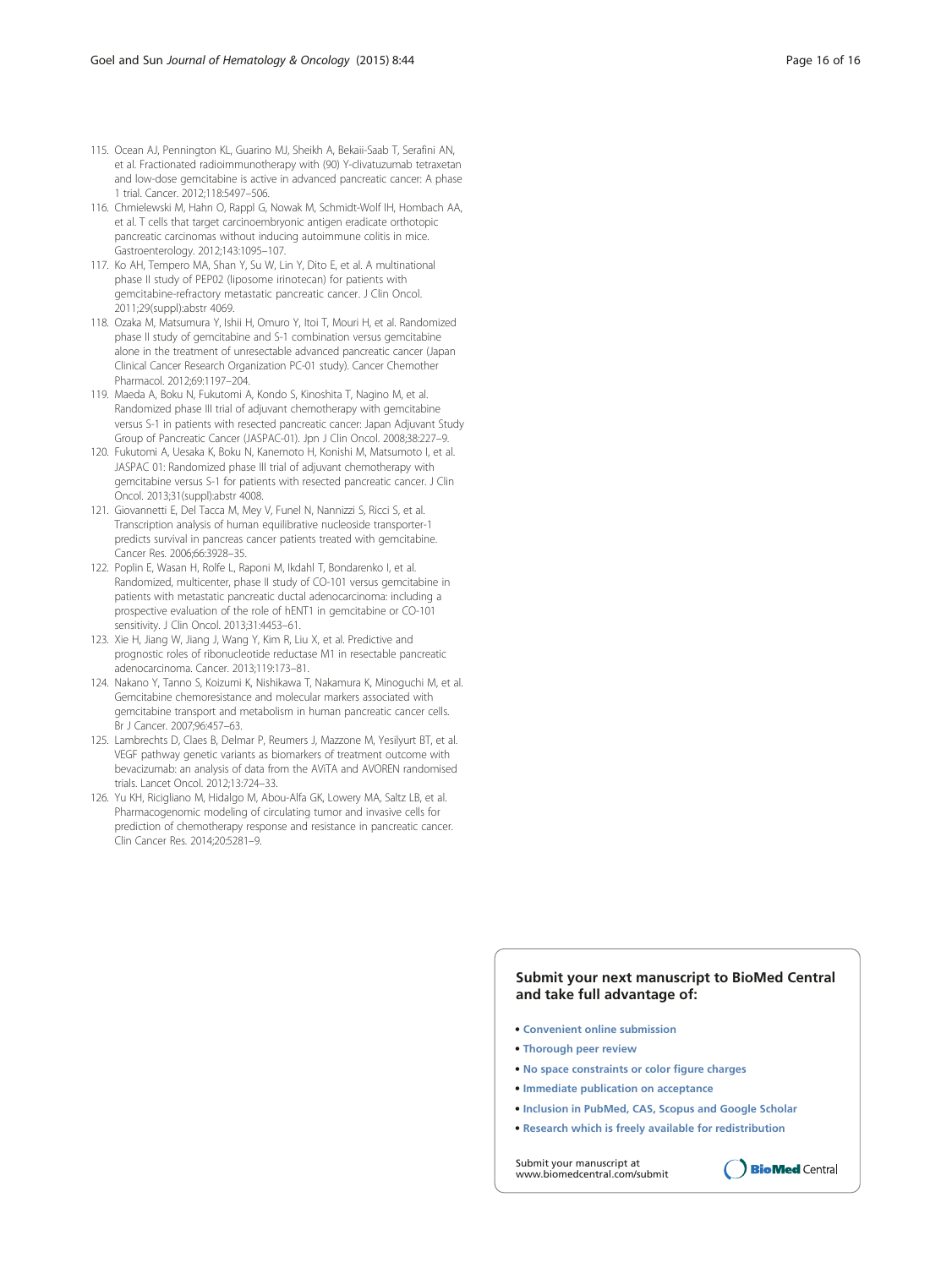115. Ocean AJ, Pennington KL, Guarino MJ, Sheikh A, Bekaii-Saab T, Serafini AN, et al. Fractionated radioimmunotherapy with (90) Y-clivatuzumab tetraxetan and low-dose gemcitabine is active in advanced pancreatic cancer: A phase 1 trial. Cancer. 2012;118:5497–506.
116. Chmielewski M, Hahn O, Rappl G, Nowak M, Schmidt-Wolf IH, Hombach AA, et al. T cells that target carcinoembryonic antigen eradicate orthotopic pancreatic carcinomas without inducing autoimmune colitis in mice. Gastroenterology. 2012;143:1095–107.
117. Ko AH, Tempero MA, Shan Y, Su W, Lin Y, Dito E, et al. A multinational phase II study of PEP02 (liposome irinotecan) for patients with gemcitabine-refractory metastatic pancreatic cancer. J Clin Oncol. 2011;29(suppl):abstr 4069.
118. Ozaka M, Matsumura Y, Ishii H, Omuro Y, Itoi T, Mouri H, et al. Randomized phase II study of gemcitabine and S-1 combination versus gemcitabine alone in the treatment of unresectable advanced pancreatic cancer (Japan Clinical Cancer Research Organization PC-01 study). Cancer Chemother Pharmacol. 2012;69:1197–204.
119. Maeda A, Boku N, Fukutomi A, Kondo S, Kinoshita T, Nagino M, et al. Randomized phase III trial of adjuvant chemotherapy with gemcitabine versus S-1 in patients with resected pancreatic cancer: Japan Adjuvant Study Group of Pancreatic Cancer (JASPAC-01). Jpn J Clin Oncol. 2008;38:227–9.
120. Fukutomi A, Uesaka K, Boku N, Kanemoto H, Konishi M, Matsumoto I, et al. JASPAC 01: Randomized phase III trial of adjuvant chemotherapy with gemcitabine versus S-1 for patients with resected pancreatic cancer. J Clin Oncol. 2013;31(suppl):abstr 4008.
121. Giovannetti E, Del Tacca M, Mey V, Funel N, Nannizzi S, Ricci S, et al. Transcription analysis of human equilibrative nucleoside transporter-1 predicts survival in pancreas cancer patients treated with gemcitabine. Cancer Res. 2006;66:3928–35.
122. Poplin E, Wasan H, Rolfe L, Raponi M, Ikdahl T, Bondarenko I, et al. Randomized, multicenter, phase II study of CO-101 versus gemcitabine in patients with metastatic pancreatic ductal adenocarcinoma: including a prospective evaluation of the role of hENT1 in gemcitabine or CO-101 sensitivity. J Clin Oncol. 2013;31:4453–61.
123. Xie H, Jiang W, Jiang J, Wang Y, Kim R, Liu X, et al. Predictive and prognostic roles of ribonucleotide reductase M1 in resectable pancreatic adenocarcinoma. Cancer. 2013;119:173–81.
124. Nakano Y, Tanno S, Koizumi K, Nishikawa T, Nakamura K, Minoguchi M, et al. Gemcitabine chemoresistance and molecular markers associated with gemcitabine transport and metabolism in human pancreatic cancer cells. Br J Cancer. 2007;96:457–63.
125. Lambrechts D, Claes B, Delmar P, Reumers J, Mazzone M, Yesilyurt BT, et al. VEGF pathway genetic variants as biomarkers of treatment outcome with bevacizumab: an analysis of data from the AViTA and AVOREN randomised trials. Lancet Oncol. 2012;13:724–33.
126. Yu KH, Ricigliano M, Hidalgo M, Abou-Alfa GK, Lowery MA, Saltz LB, et al. Pharmacogenomic modeling of circulating tumor and invasive cells for prediction of chemotherapy response and resistance in pancreatic cancer. Clin Cancer Res. 2014;20:5281–9.

**Submit your next manuscript to BioMed Central and take full advantage of:**

- **Convenient online submission**
- **Thorough peer review**
- **No space constraints or color figure charges**
- **Immediate publication on acceptance**
- **Inclusion in PubMed, CAS, Scopus and Google Scholar**
- **Research which is freely available for redistribution**

Submit your manuscript at
www.biomedcentral.com/submit

BioMed Central